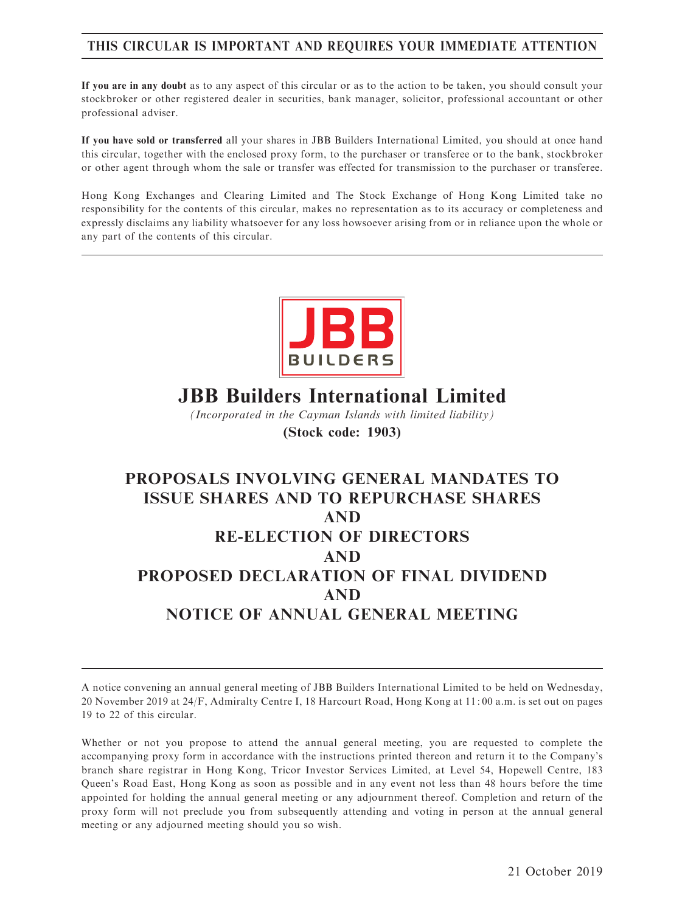**THIS CIRCULAR IS IMPORTANT AND REQUIRES YOUR IMMEDIATE ATTENTION**

**If you are in any doubt** as to any aspect of this circular or as to the action to be taken, you should consult your stockbroker or other registered dealer in securities, bank manager, solicitor, professional accountant or other professional adviser.

**If you have sold or transferred** all your shares in JBB Builders International Limited, you should at once hand this circular, together with the enclosed proxy form, to the purchaser or transferee or to the bank, stockbroker or other agent through whom the sale or transfer was effected for transmission to the purchaser or transferee.

Hong Kong Exchanges and Clearing Limited and The Stock Exchange of Hong Kong Limited take no responsibility for the contents of this circular, makes no representation as to its accuracy or completeness and expressly disclaims any liability whatsoever for any loss howsoever arising from or in reliance upon the whole or any part of the contents of this circular.

JBB BUILDERS

# JBB Builders International Limited

*(Incorporated in the Cayman Islands with limited liability)*

**(Stock code: 1903)**

# PROPOSALS INVOLVING GENERAL MANDATES TO ISSUE SHARES AND TO REPURCHASE SHARES AND RE-ELECTION OF DIRECTORS AND PROPOSED DECLARATION OF FINAL DIVIDEND AND NOTICE OF ANNUAL GENERAL MEETING

A notice convening an annual general meeting of JBB Builders International Limited to be held on Wednesday, 20 November 2019 at 24/F, Admiralty Centre I, 18 Harcourt Road, Hong Kong at 11:00 a.m. is set out on pages 19 to 22 of this circular.

Whether or not you propose to attend the annual general meeting, you are requested to complete the accompanying proxy form in accordance with the instructions printed thereon and return it to the Company's branch share registrar in Hong Kong, Tricor Investor Services Limited, at Level 54, Hopewell Centre, 183 Queen's Road East, Hong Kong as soon as possible and in any event not less than 48 hours before the time appointed for holding the annual general meeting or any adjournment thereof. Completion and return of the proxy form will not preclude you from subsequently attending and voting in person at the annual general meeting or any adjourned meeting should you so wish.

21 October 2019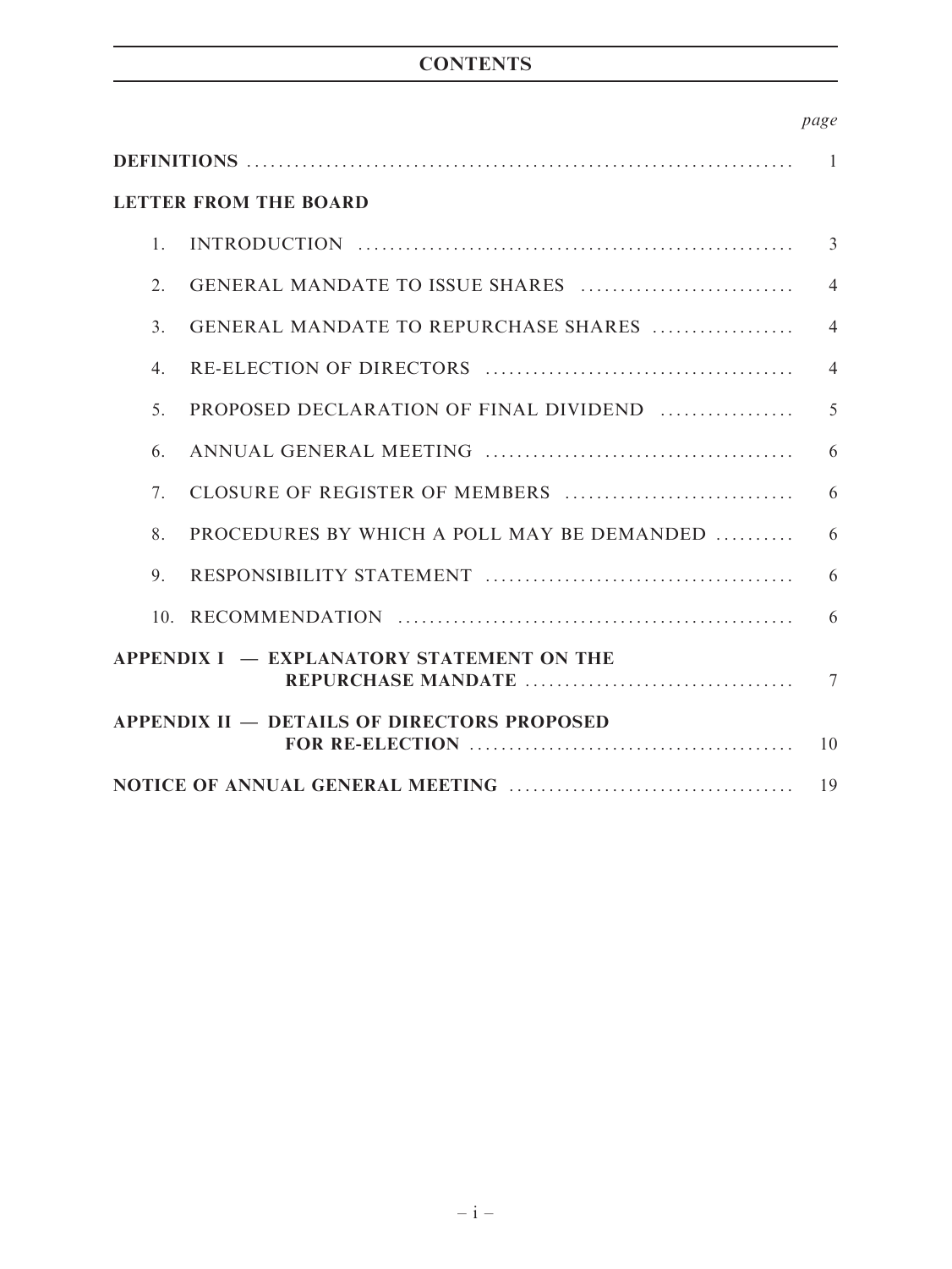# CONTENTS

| | *page* |
|---|---|
| **DEFINITIONS** | 1 |
| **LETTER FROM THE BOARD** | |
| 1. INTRODUCTION | 3 |
| 2. GENERAL MANDATE TO ISSUE SHARES | 4 |
| 3. GENERAL MANDATE TO REPURCHASE SHARES | 4 |
| 4. RE-ELECTION OF DIRECTORS | 4 |
| 5. PROPOSED DECLARATION OF FINAL DIVIDEND | 5 |
| 6. ANNUAL GENERAL MEETING | 6 |
| 7. CLOSURE OF REGISTER OF MEMBERS | 6 |
| 8. PROCEDURES BY WHICH A POLL MAY BE DEMANDED | 6 |
| 9. RESPONSIBILITY STATEMENT | 6 |
| 10. RECOMMENDATION | 6 |
| **APPENDIX I — EXPLANATORY STATEMENT ON THE REPURCHASE MANDATE** | 7 |
| **APPENDIX II — DETAILS OF DIRECTORS PROPOSED FOR RE-ELECTION** | 10 |
| **NOTICE OF ANNUAL GENERAL MEETING** | 19 |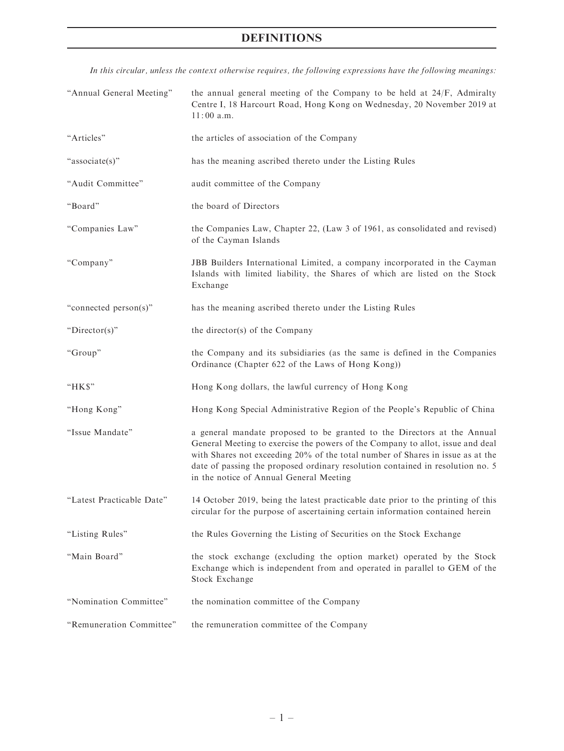# DEFINITIONS

*In this circular, unless the context otherwise requires, the following expressions have the following meanings:*

| | |
|---|---|
| "Annual General Meeting" | the annual general meeting of the Company to be held at 24/F, Admiralty Centre I, 18 Harcourt Road, Hong Kong on Wednesday, 20 November 2019 at 11:00 a.m. |
| "Articles" | the articles of association of the Company |
| "associate(s)" | has the meaning ascribed thereto under the Listing Rules |
| "Audit Committee" | audit committee of the Company |
| "Board" | the board of Directors |
| "Companies Law" | the Companies Law, Chapter 22, (Law 3 of 1961, as consolidated and revised) of the Cayman Islands |
| "Company" | JBB Builders International Limited, a company incorporated in the Cayman Islands with limited liability, the Shares of which are listed on the Stock Exchange |
| "connected person(s)" | has the meaning ascribed thereto under the Listing Rules |
| "Director(s)" | the director(s) of the Company |
| "Group" | the Company and its subsidiaries (as the same is defined in the Companies Ordinance (Chapter 622 of the Laws of Hong Kong)) |
| "HK$" | Hong Kong dollars, the lawful currency of Hong Kong |
| "Hong Kong" | Hong Kong Special Administrative Region of the People's Republic of China |
| "Issue Mandate" | a general mandate proposed to be granted to the Directors at the Annual General Meeting to exercise the powers of the Company to allot, issue and deal with Shares not exceeding 20% of the total number of Shares in issue as at the date of passing the proposed ordinary resolution contained in resolution no. 5 in the notice of Annual General Meeting |
| "Latest Practicable Date" | 14 October 2019, being the latest practicable date prior to the printing of this circular for the purpose of ascertaining certain information contained herein |
| "Listing Rules" | the Rules Governing the Listing of Securities on the Stock Exchange |
| "Main Board" | the stock exchange (excluding the option market) operated by the Stock Exchange which is independent from and operated in parallel to GEM of the Stock Exchange |
| "Nomination Committee" | the nomination committee of the Company |
| "Remuneration Committee" | the remuneration committee of the Company |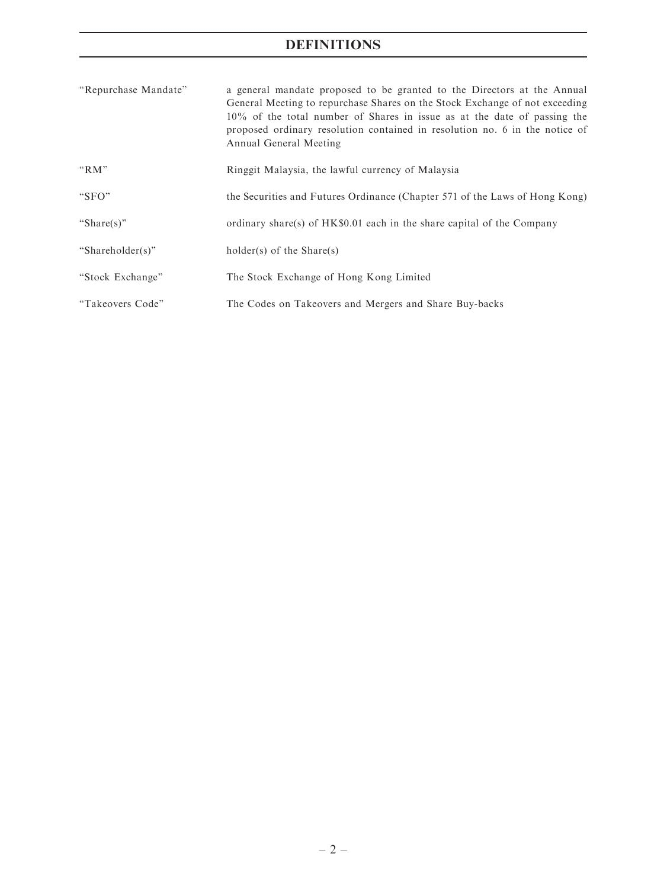# DEFINITIONS

| | |
|---|---|
| "Repurchase Mandate" | a general mandate proposed to be granted to the Directors at the Annual General Meeting to repurchase Shares on the Stock Exchange of not exceeding 10% of the total number of Shares in issue as at the date of passing the proposed ordinary resolution contained in resolution no. 6 in the notice of Annual General Meeting |
| "RM" | Ringgit Malaysia, the lawful currency of Malaysia |
| "SFO" | the Securities and Futures Ordinance (Chapter 571 of the Laws of Hong Kong) |
| "Share(s)" | ordinary share(s) of HK$0.01 each in the share capital of the Company |
| "Shareholder(s)" | holder(s) of the Share(s) |
| "Stock Exchange" | The Stock Exchange of Hong Kong Limited |
| "Takeovers Code" | The Codes on Takeovers and Mergers and Share Buy-backs |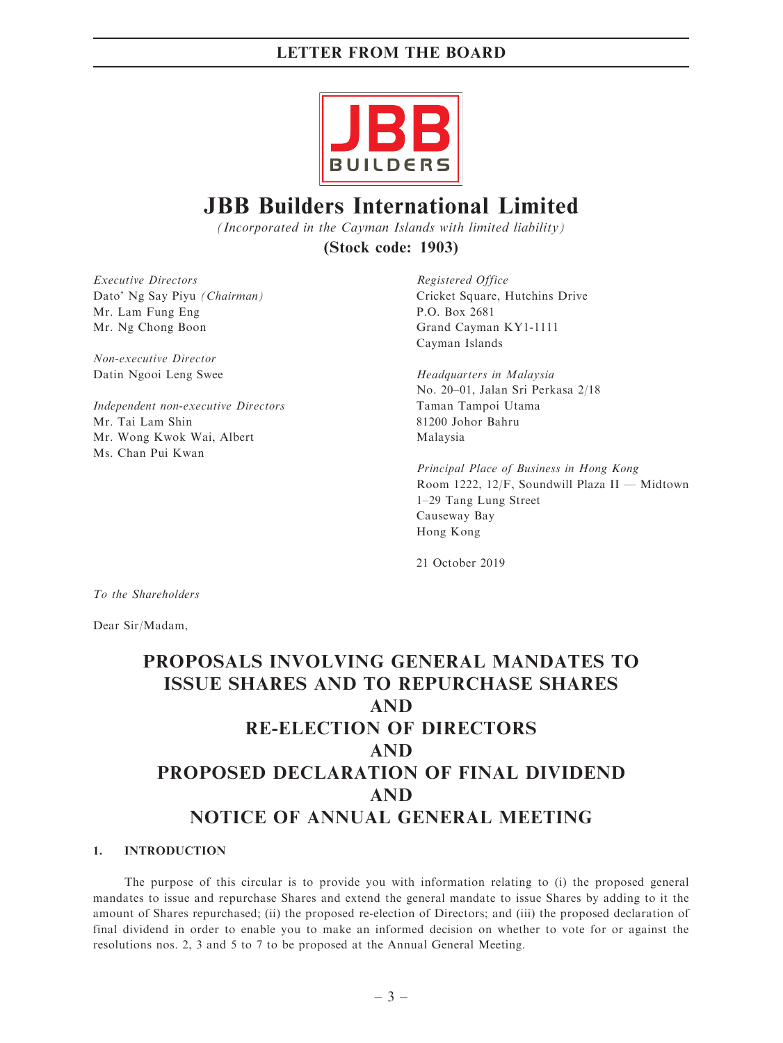# JBB Builders International Limited

*(Incorporated in the Cayman Islands with limited liability)*

**(Stock code: 1903)**

*Executive Directors*
Dato' Ng Say Piyu *(Chairman)*
Mr. Lam Fung Eng
Mr. Ng Chong Boon

*Non-executive Director*
Datin Ngooi Leng Swee

*Independent non-executive Directors*
Mr. Tai Lam Shin
Mr. Wong Kwok Wai, Albert
Ms. Chan Pui Kwan

*Registered Office*
Cricket Square, Hutchins Drive
P.O. Box 2681
Grand Cayman KY1-1111
Cayman Islands

*Headquarters in Malaysia*
No. 20–01, Jalan Sri Perkasa 2/18
Taman Tampoi Utama
81200 Johor Bahru
Malaysia

*Principal Place of Business in Hong Kong*
Room 1222, 12/F, Soundwill Plaza II — Midtown
1–29 Tang Lung Street
Causeway Bay
Hong Kong

21 October 2019

*To the Shareholders*

Dear Sir/Madam,

## PROPOSALS INVOLVING GENERAL MANDATES TO ISSUE SHARES AND TO REPURCHASE SHARES AND RE-ELECTION OF DIRECTORS AND PROPOSED DECLARATION OF FINAL DIVIDEND AND NOTICE OF ANNUAL GENERAL MEETING

### 1. INTRODUCTION

The purpose of this circular is to provide you with information relating to (i) the proposed general mandates to issue and repurchase Shares and extend the general mandate to issue Shares by adding to it the amount of Shares repurchased; (ii) the proposed re-election of Directors; and (iii) the proposed declaration of final dividend in order to enable you to make an informed decision on whether to vote for or against the resolutions nos. 2, 3 and 5 to 7 to be proposed at the Annual General Meeting.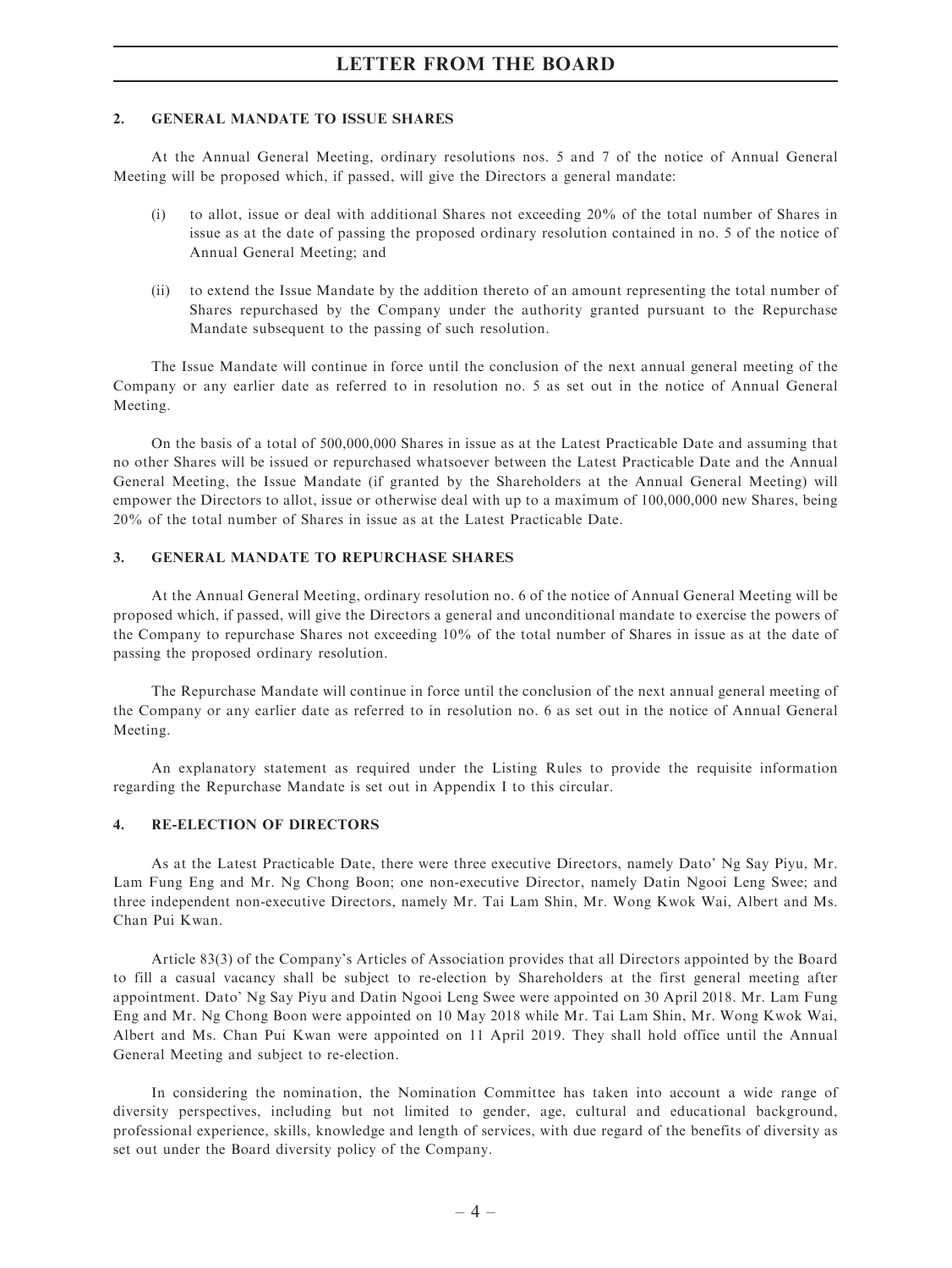## 2. GENERAL MANDATE TO ISSUE SHARES

At the Annual General Meeting, ordinary resolutions nos. 5 and 7 of the notice of Annual General Meeting will be proposed which, if passed, will give the Directors a general mandate:

(i) to allot, issue or deal with additional Shares not exceeding 20% of the total number of Shares in issue as at the date of passing the proposed ordinary resolution contained in no. 5 of the notice of Annual General Meeting; and

(ii) to extend the Issue Mandate by the addition thereto of an amount representing the total number of Shares repurchased by the Company under the authority granted pursuant to the Repurchase Mandate subsequent to the passing of such resolution.

The Issue Mandate will continue in force until the conclusion of the next annual general meeting of the Company or any earlier date as referred to in resolution no. 5 as set out in the notice of Annual General Meeting.

On the basis of a total of 500,000,000 Shares in issue as at the Latest Practicable Date and assuming that no other Shares will be issued or repurchased whatsoever between the Latest Practicable Date and the Annual General Meeting, the Issue Mandate (if granted by the Shareholders at the Annual General Meeting) will empower the Directors to allot, issue or otherwise deal with up to a maximum of 100,000,000 new Shares, being 20% of the total number of Shares in issue as at the Latest Practicable Date.

## 3. GENERAL MANDATE TO REPURCHASE SHARES

At the Annual General Meeting, ordinary resolution no. 6 of the notice of Annual General Meeting will be proposed which, if passed, will give the Directors a general and unconditional mandate to exercise the powers of the Company to repurchase Shares not exceeding 10% of the total number of Shares in issue as at the date of passing the proposed ordinary resolution.

The Repurchase Mandate will continue in force until the conclusion of the next annual general meeting of the Company or any earlier date as referred to in resolution no. 6 as set out in the notice of Annual General Meeting.

An explanatory statement as required under the Listing Rules to provide the requisite information regarding the Repurchase Mandate is set out in Appendix I to this circular.

## 4. RE-ELECTION OF DIRECTORS

As at the Latest Practicable Date, there were three executive Directors, namely Dato' Ng Say Piyu, Mr. Lam Fung Eng and Mr. Ng Chong Boon; one non-executive Director, namely Datin Ngooi Leng Swee; and three independent non-executive Directors, namely Mr. Tai Lam Shin, Mr. Wong Kwok Wai, Albert and Ms. Chan Pui Kwan.

Article 83(3) of the Company's Articles of Association provides that all Directors appointed by the Board to fill a casual vacancy shall be subject to re-election by Shareholders at the first general meeting after appointment. Dato' Ng Say Piyu and Datin Ngooi Leng Swee were appointed on 30 April 2018. Mr. Lam Fung Eng and Mr. Ng Chong Boon were appointed on 10 May 2018 while Mr. Tai Lam Shin, Mr. Wong Kwok Wai, Albert and Ms. Chan Pui Kwan were appointed on 11 April 2019. They shall hold office until the Annual General Meeting and subject to re-election.

In considering the nomination, the Nomination Committee has taken into account a wide range of diversity perspectives, including but not limited to gender, age, cultural and educational background, professional experience, skills, knowledge and length of services, with due regard of the benefits of diversity as set out under the Board diversity policy of the Company.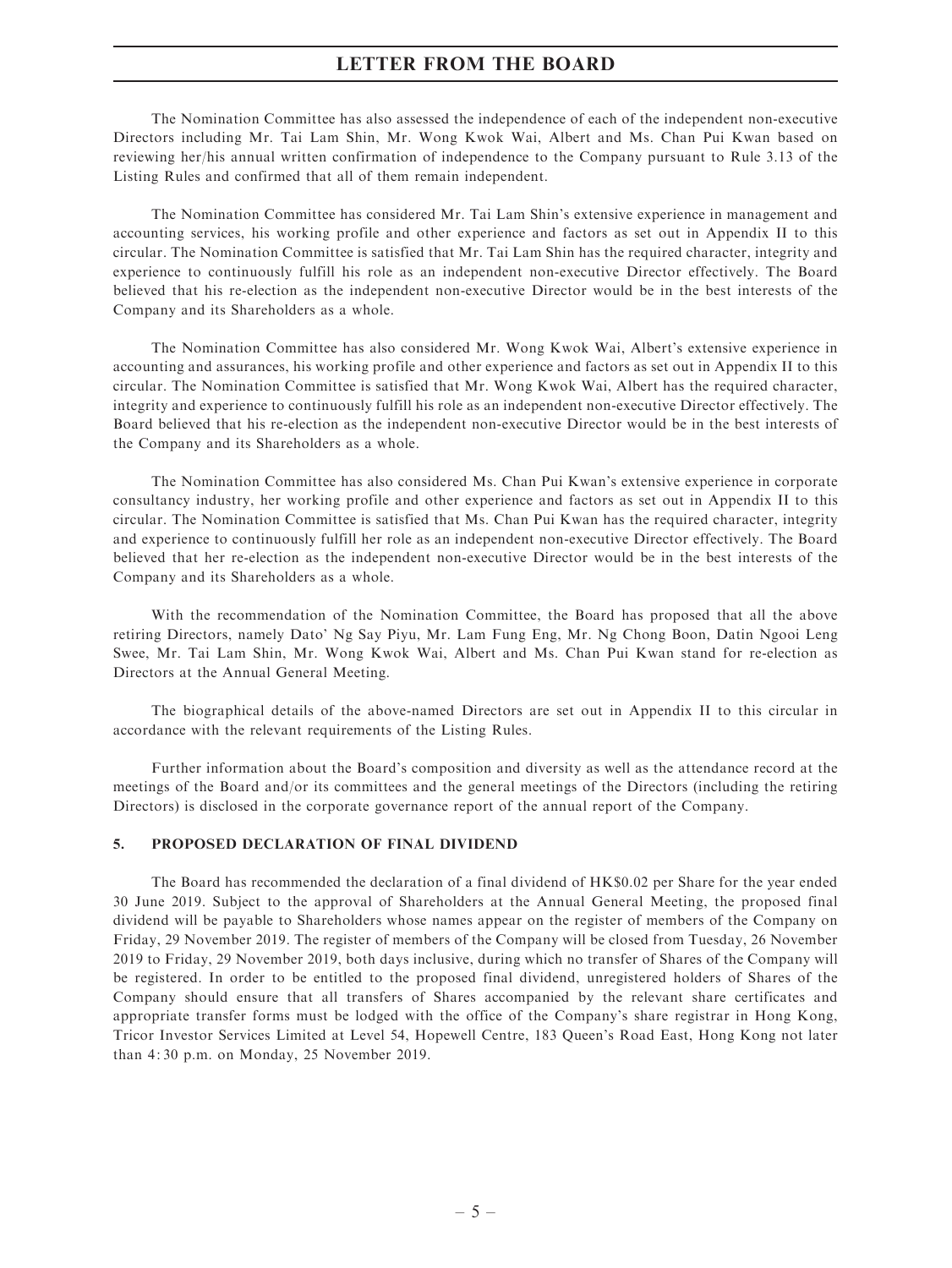The Nomination Committee has also assessed the independence of each of the independent non-executive Directors including Mr. Tai Lam Shin, Mr. Wong Kwok Wai, Albert and Ms. Chan Pui Kwan based on reviewing her/his annual written confirmation of independence to the Company pursuant to Rule 3.13 of the Listing Rules and confirmed that all of them remain independent.

The Nomination Committee has considered Mr. Tai Lam Shin's extensive experience in management and accounting services, his working profile and other experience and factors as set out in Appendix II to this circular. The Nomination Committee is satisfied that Mr. Tai Lam Shin has the required character, integrity and experience to continuously fulfill his role as an independent non-executive Director effectively. The Board believed that his re-election as the independent non-executive Director would be in the best interests of the Company and its Shareholders as a whole.

The Nomination Committee has also considered Mr. Wong Kwok Wai, Albert's extensive experience in accounting and assurances, his working profile and other experience and factors as set out in Appendix II to this circular. The Nomination Committee is satisfied that Mr. Wong Kwok Wai, Albert has the required character, integrity and experience to continuously fulfill his role as an independent non-executive Director effectively. The Board believed that his re-election as the independent non-executive Director would be in the best interests of the Company and its Shareholders as a whole.

The Nomination Committee has also considered Ms. Chan Pui Kwan's extensive experience in corporate consultancy industry, her working profile and other experience and factors as set out in Appendix II to this circular. The Nomination Committee is satisfied that Ms. Chan Pui Kwan has the required character, integrity and experience to continuously fulfill her role as an independent non-executive Director effectively. The Board believed that her re-election as the independent non-executive Director would be in the best interests of the Company and its Shareholders as a whole.

With the recommendation of the Nomination Committee, the Board has proposed that all the above retiring Directors, namely Dato' Ng Say Piyu, Mr. Lam Fung Eng, Mr. Ng Chong Boon, Datin Ngooi Leng Swee, Mr. Tai Lam Shin, Mr. Wong Kwok Wai, Albert and Ms. Chan Pui Kwan stand for re-election as Directors at the Annual General Meeting.

The biographical details of the above-named Directors are set out in Appendix II to this circular in accordance with the relevant requirements of the Listing Rules.

Further information about the Board's composition and diversity as well as the attendance record at the meetings of the Board and/or its committees and the general meetings of the Directors (including the retiring Directors) is disclosed in the corporate governance report of the annual report of the Company.

## 5. PROPOSED DECLARATION OF FINAL DIVIDEND

The Board has recommended the declaration of a final dividend of HK$0.02 per Share for the year ended 30 June 2019. Subject to the approval of Shareholders at the Annual General Meeting, the proposed final dividend will be payable to Shareholders whose names appear on the register of members of the Company on Friday, 29 November 2019. The register of members of the Company will be closed from Tuesday, 26 November 2019 to Friday, 29 November 2019, both days inclusive, during which no transfer of Shares of the Company will be registered. In order to be entitled to the proposed final dividend, unregistered holders of Shares of the Company should ensure that all transfers of Shares accompanied by the relevant share certificates and appropriate transfer forms must be lodged with the office of the Company's share registrar in Hong Kong, Tricor Investor Services Limited at Level 54, Hopewell Centre, 183 Queen's Road East, Hong Kong not later than 4:30 p.m. on Monday, 25 November 2019.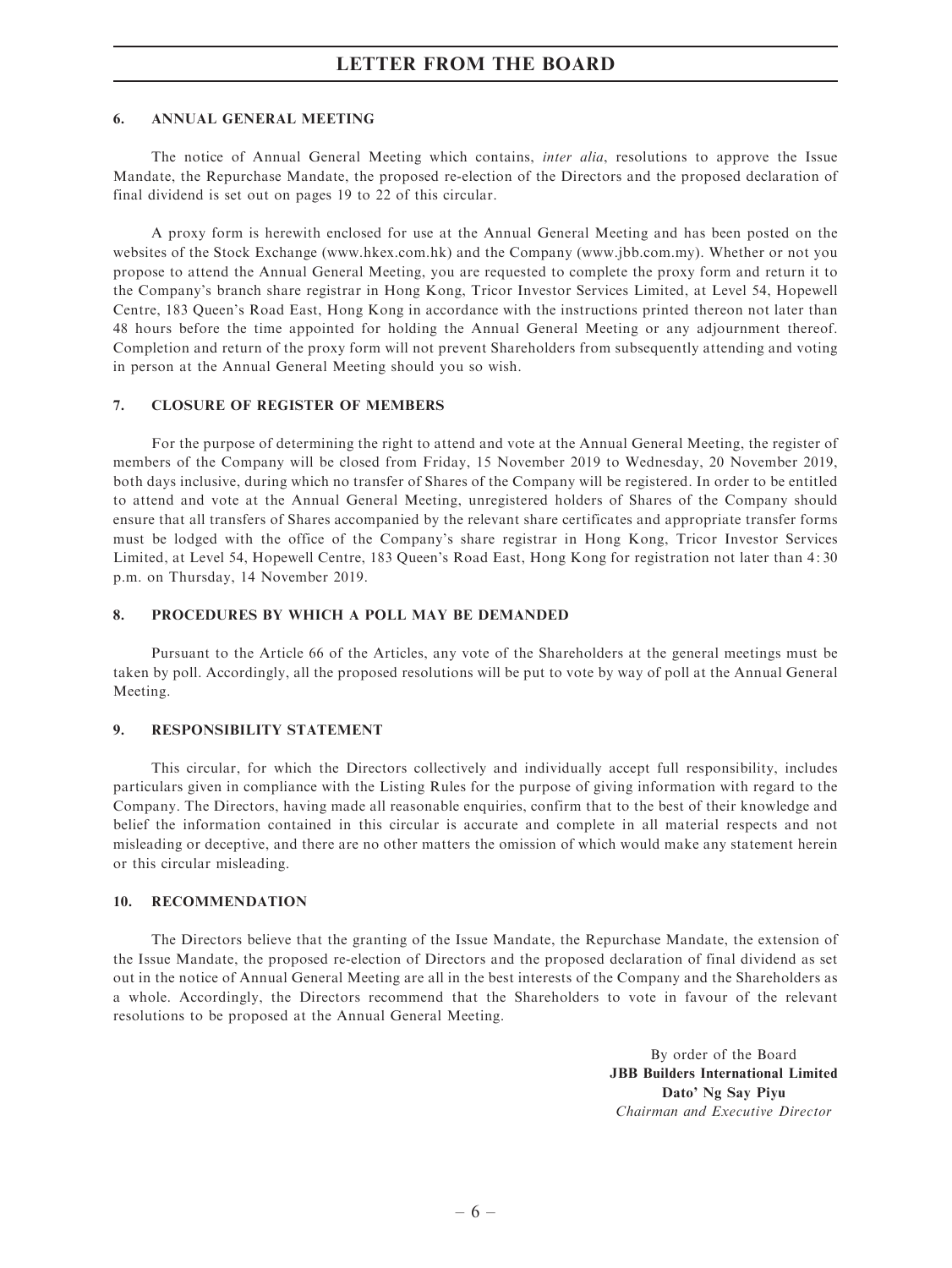## 6. ANNUAL GENERAL MEETING

The notice of Annual General Meeting which contains, *inter alia*, resolutions to approve the Issue Mandate, the Repurchase Mandate, the proposed re-election of the Directors and the proposed declaration of final dividend is set out on pages 19 to 22 of this circular.

A proxy form is herewith enclosed for use at the Annual General Meeting and has been posted on the websites of the Stock Exchange (www.hkex.com.hk) and the Company (www.jbb.com.my). Whether or not you propose to attend the Annual General Meeting, you are requested to complete the proxy form and return it to the Company's branch share registrar in Hong Kong, Tricor Investor Services Limited, at Level 54, Hopewell Centre, 183 Queen's Road East, Hong Kong in accordance with the instructions printed thereon not later than 48 hours before the time appointed for holding the Annual General Meeting or any adjournment thereof. Completion and return of the proxy form will not prevent Shareholders from subsequently attending and voting in person at the Annual General Meeting should you so wish.

## 7. CLOSURE OF REGISTER OF MEMBERS

For the purpose of determining the right to attend and vote at the Annual General Meeting, the register of members of the Company will be closed from Friday, 15 November 2019 to Wednesday, 20 November 2019, both days inclusive, during which no transfer of Shares of the Company will be registered. In order to be entitled to attend and vote at the Annual General Meeting, unregistered holders of Shares of the Company should ensure that all transfers of Shares accompanied by the relevant share certificates and appropriate transfer forms must be lodged with the office of the Company's share registrar in Hong Kong, Tricor Investor Services Limited, at Level 54, Hopewell Centre, 183 Queen's Road East, Hong Kong for registration not later than 4:30 p.m. on Thursday, 14 November 2019.

## 8. PROCEDURES BY WHICH A POLL MAY BE DEMANDED

Pursuant to the Article 66 of the Articles, any vote of the Shareholders at the general meetings must be taken by poll. Accordingly, all the proposed resolutions will be put to vote by way of poll at the Annual General Meeting.

## 9. RESPONSIBILITY STATEMENT

This circular, for which the Directors collectively and individually accept full responsibility, includes particulars given in compliance with the Listing Rules for the purpose of giving information with regard to the Company. The Directors, having made all reasonable enquiries, confirm that to the best of their knowledge and belief the information contained in this circular is accurate and complete in all material respects and not misleading or deceptive, and there are no other matters the omission of which would make any statement herein or this circular misleading.

## 10. RECOMMENDATION

The Directors believe that the granting of the Issue Mandate, the Repurchase Mandate, the extension of the Issue Mandate, the proposed re-election of Directors and the proposed declaration of final dividend as set out in the notice of Annual General Meeting are all in the best interests of the Company and the Shareholders as a whole. Accordingly, the Directors recommend that the Shareholders to vote in favour of the relevant resolutions to be proposed at the Annual General Meeting.

By order of the Board
**JBB Builders International Limited**
**Dato' Ng Say Piyu**
*Chairman and Executive Director*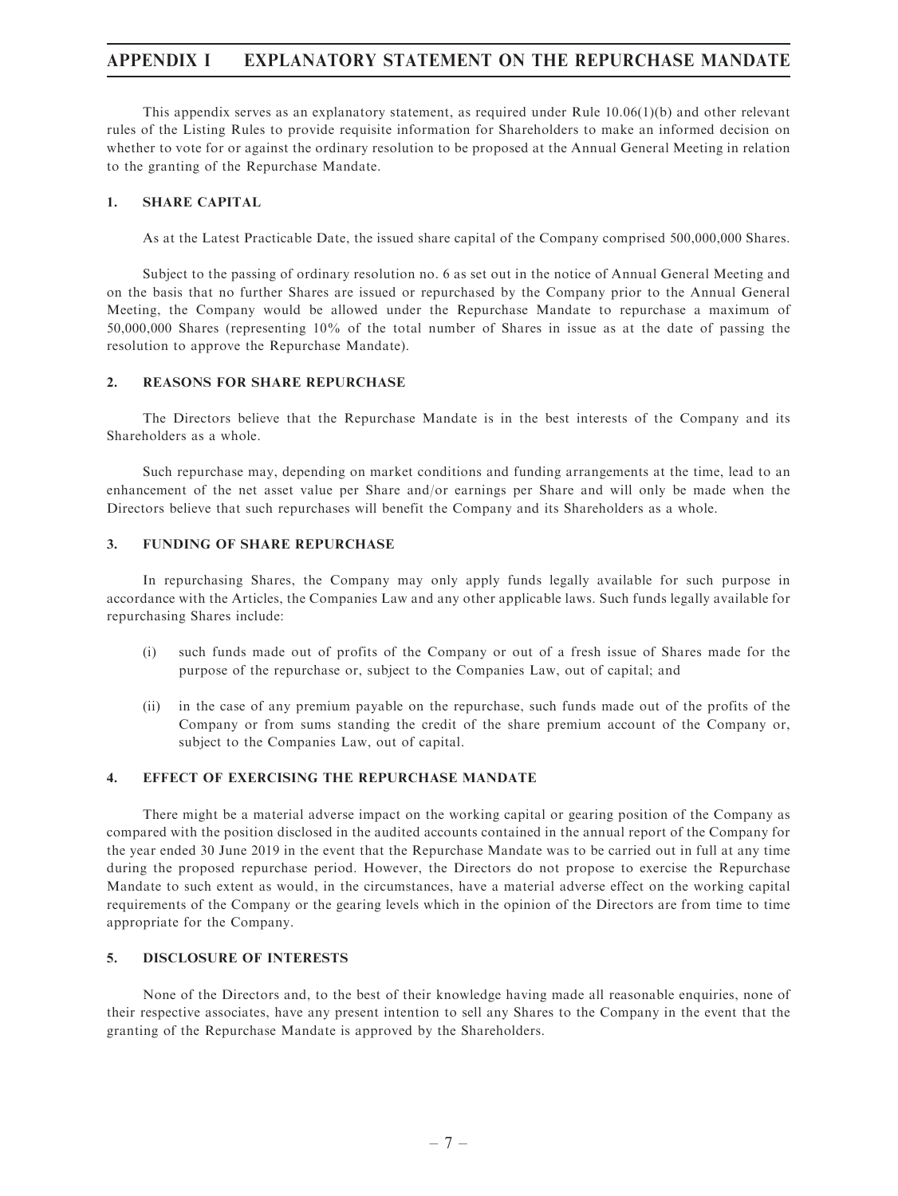# APPENDIX I EXPLANATORY STATEMENT ON THE REPURCHASE MANDATE

This appendix serves as an explanatory statement, as required under Rule 10.06(1)(b) and other relevant rules of the Listing Rules to provide requisite information for Shareholders to make an informed decision on whether to vote for or against the ordinary resolution to be proposed at the Annual General Meeting in relation to the granting of the Repurchase Mandate.

## 1. SHARE CAPITAL

As at the Latest Practicable Date, the issued share capital of the Company comprised 500,000,000 Shares.

Subject to the passing of ordinary resolution no. 6 as set out in the notice of Annual General Meeting and on the basis that no further Shares are issued or repurchased by the Company prior to the Annual General Meeting, the Company would be allowed under the Repurchase Mandate to repurchase a maximum of 50,000,000 Shares (representing 10% of the total number of Shares in issue as at the date of passing the resolution to approve the Repurchase Mandate).

## 2. REASONS FOR SHARE REPURCHASE

The Directors believe that the Repurchase Mandate is in the best interests of the Company and its Shareholders as a whole.

Such repurchase may, depending on market conditions and funding arrangements at the time, lead to an enhancement of the net asset value per Share and/or earnings per Share and will only be made when the Directors believe that such repurchases will benefit the Company and its Shareholders as a whole.

## 3. FUNDING OF SHARE REPURCHASE

In repurchasing Shares, the Company may only apply funds legally available for such purpose in accordance with the Articles, the Companies Law and any other applicable laws. Such funds legally available for repurchasing Shares include:

(i) such funds made out of profits of the Company or out of a fresh issue of Shares made for the purpose of the repurchase or, subject to the Companies Law, out of capital; and

(ii) in the case of any premium payable on the repurchase, such funds made out of the profits of the Company or from sums standing the credit of the share premium account of the Company or, subject to the Companies Law, out of capital.

## 4. EFFECT OF EXERCISING THE REPURCHASE MANDATE

There might be a material adverse impact on the working capital or gearing position of the Company as compared with the position disclosed in the audited accounts contained in the annual report of the Company for the year ended 30 June 2019 in the event that the Repurchase Mandate was to be carried out in full at any time during the proposed repurchase period. However, the Directors do not propose to exercise the Repurchase Mandate to such extent as would, in the circumstances, have a material adverse effect on the working capital requirements of the Company or the gearing levels which in the opinion of the Directors are from time to time appropriate for the Company.

## 5. DISCLOSURE OF INTERESTS

None of the Directors and, to the best of their knowledge having made all reasonable enquiries, none of their respective associates, have any present intention to sell any Shares to the Company in the event that the granting of the Repurchase Mandate is approved by the Shareholders.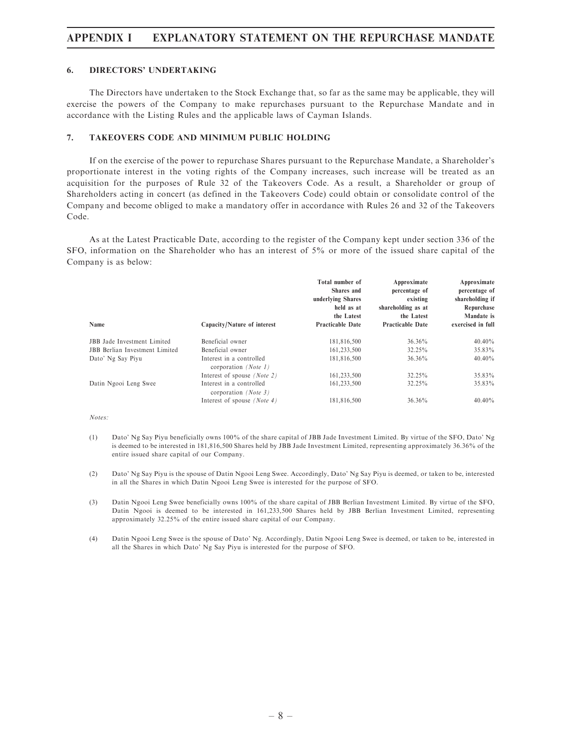## 6. DIRECTORS' UNDERTAKING

The Directors have undertaken to the Stock Exchange that, so far as the same may be applicable, they will exercise the powers of the Company to make repurchases pursuant to the Repurchase Mandate and in accordance with the Listing Rules and the applicable laws of Cayman Islands.

## 7. TAKEOVERS CODE AND MINIMUM PUBLIC HOLDING

If on the exercise of the power to repurchase Shares pursuant to the Repurchase Mandate, a Shareholder's proportionate interest in the voting rights of the Company increases, such increase will be treated as an acquisition for the purposes of Rule 32 of the Takeovers Code. As a result, a Shareholder or group of Shareholders acting in concert (as defined in the Takeovers Code) could obtain or consolidate control of the Company and become obliged to make a mandatory offer in accordance with Rules 26 and 32 of the Takeovers Code.

As at the Latest Practicable Date, according to the register of the Company kept under section 336 of the SFO, information on the Shareholder who has an interest of 5% or more of the issued share capital of the Company is as below:

| Name | Capacity/Nature of interest | Total number of Shares and underlying Shares held as at the Latest Practicable Date | Approximate percentage of existing shareholding as at the Latest Practicable Date | Approximate percentage of shareholding if Repurchase Mandate is exercised in full |
|---|---|---|---|---|
| JBB Jade Investment Limited | Beneficial owner | 181,816,500 | 36.36% | 40.40% |
| JBB Berlian Investment Limited | Beneficial owner | 161,233,500 | 32.25% | 35.83% |
| Dato' Ng Say Piyu | Interest in a controlled corporation *(Note 1)* | 181,816,500 | 36.36% | 40.40% |
| | Interest of spouse *(Note 2)* | 161,233,500 | 32.25% | 35.83% |
| Datin Ngooi Leng Swee | Interest in a controlled corporation *(Note 3)* | 161,233,500 | 32.25% | 35.83% |
| | Interest of spouse *(Note 4)* | 181,816,500 | 36.36% | 40.40% |

*Notes:*

(1) Dato' Ng Say Piyu beneficially owns 100% of the share capital of JBB Jade Investment Limited. By virtue of the SFO, Dato' Ng is deemed to be interested in 181,816,500 Shares held by JBB Jade Investment Limited, representing approximately 36.36% of the entire issued share capital of our Company.

(2) Dato' Ng Say Piyu is the spouse of Datin Ngooi Leng Swee. Accordingly, Dato' Ng Say Piyu is deemed, or taken to be, interested in all the Shares in which Datin Ngooi Leng Swee is interested for the purpose of SFO.

(3) Datin Ngooi Leng Swee beneficially owns 100% of the share capital of JBB Berlian Investment Limited. By virtue of the SFO, Datin Ngooi is deemed to be interested in 161,233,500 Shares held by JBB Berlian Investment Limited, representing approximately 32.25% of the entire issued share capital of our Company.

(4) Datin Ngooi Leng Swee is the spouse of Dato' Ng. Accordingly, Datin Ngooi Leng Swee is deemed, or taken to be, interested in all the Shares in which Dato' Ng Say Piyu is interested for the purpose of SFO.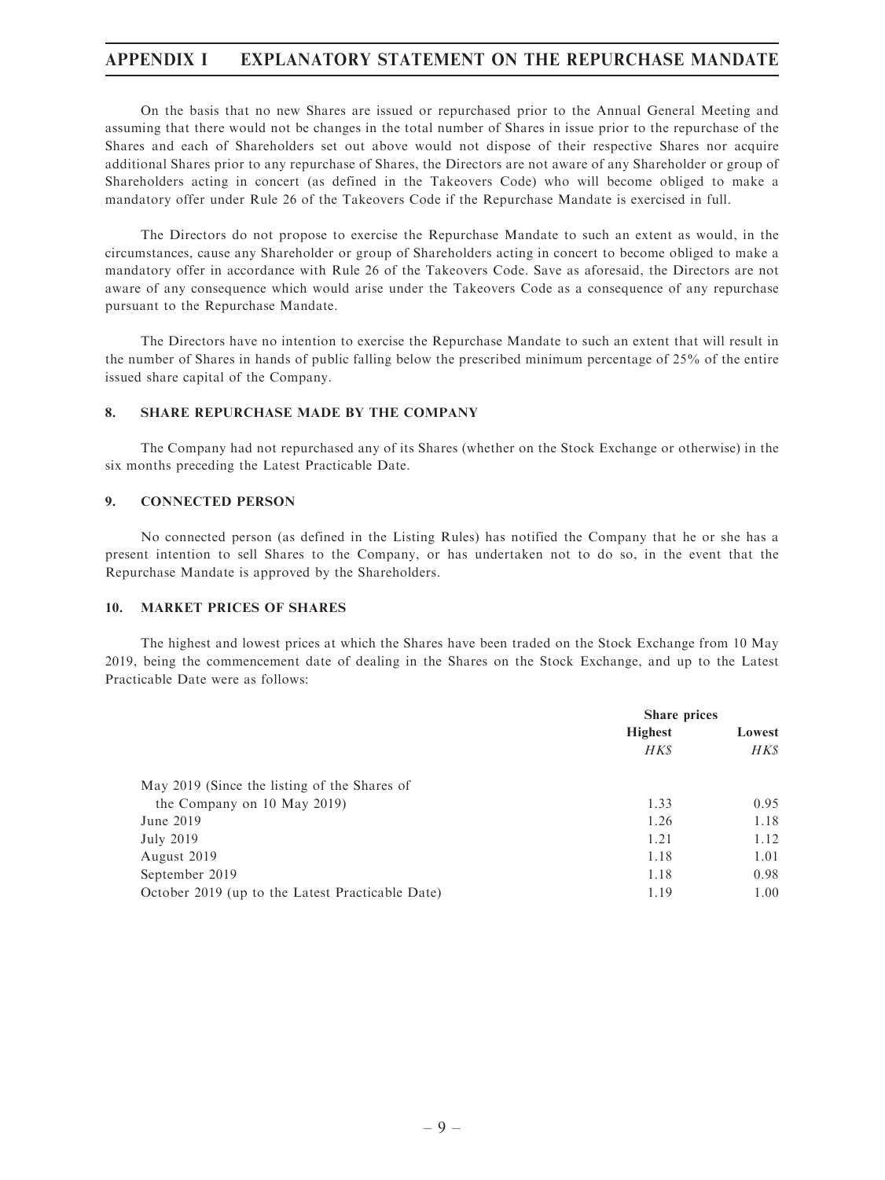On the basis that no new Shares are issued or repurchased prior to the Annual General Meeting and assuming that there would not be changes in the total number of Shares in issue prior to the repurchase of the Shares and each of Shareholders set out above would not dispose of their respective Shares nor acquire additional Shares prior to any repurchase of Shares, the Directors are not aware of any Shareholder or group of Shareholders acting in concert (as defined in the Takeovers Code) who will become obliged to make a mandatory offer under Rule 26 of the Takeovers Code if the Repurchase Mandate is exercised in full.

The Directors do not propose to exercise the Repurchase Mandate to such an extent as would, in the circumstances, cause any Shareholder or group of Shareholders acting in concert to become obliged to make a mandatory offer in accordance with Rule 26 of the Takeovers Code. Save as aforesaid, the Directors are not aware of any consequence which would arise under the Takeovers Code as a consequence of any repurchase pursuant to the Repurchase Mandate.

The Directors have no intention to exercise the Repurchase Mandate to such an extent that will result in the number of Shares in hands of public falling below the prescribed minimum percentage of 25% of the entire issued share capital of the Company.

## 8. SHARE REPURCHASE MADE BY THE COMPANY

The Company had not repurchased any of its Shares (whether on the Stock Exchange or otherwise) in the six months preceding the Latest Practicable Date.

## 9. CONNECTED PERSON

No connected person (as defined in the Listing Rules) has notified the Company that he or she has a present intention to sell Shares to the Company, or has undertaken not to do so, in the event that the Repurchase Mandate is approved by the Shareholders.

## 10. MARKET PRICES OF SHARES

The highest and lowest prices at which the Shares have been traded on the Stock Exchange from 10 May 2019, being the commencement date of dealing in the Shares on the Stock Exchange, and up to the Latest Practicable Date were as follows:

| | Share prices | |
|---|---|---|
| | **Highest** | **Lowest** |
| | *HK$* | *HK$* |
| May 2019 (Since the listing of the Shares of the Company on 10 May 2019) | 1.33 | 0.95 |
| June 2019 | 1.26 | 1.18 |
| July 2019 | 1.21 | 1.12 |
| August 2019 | 1.18 | 1.01 |
| September 2019 | 1.18 | 0.98 |
| October 2019 (up to the Latest Practicable Date) | 1.19 | 1.00 |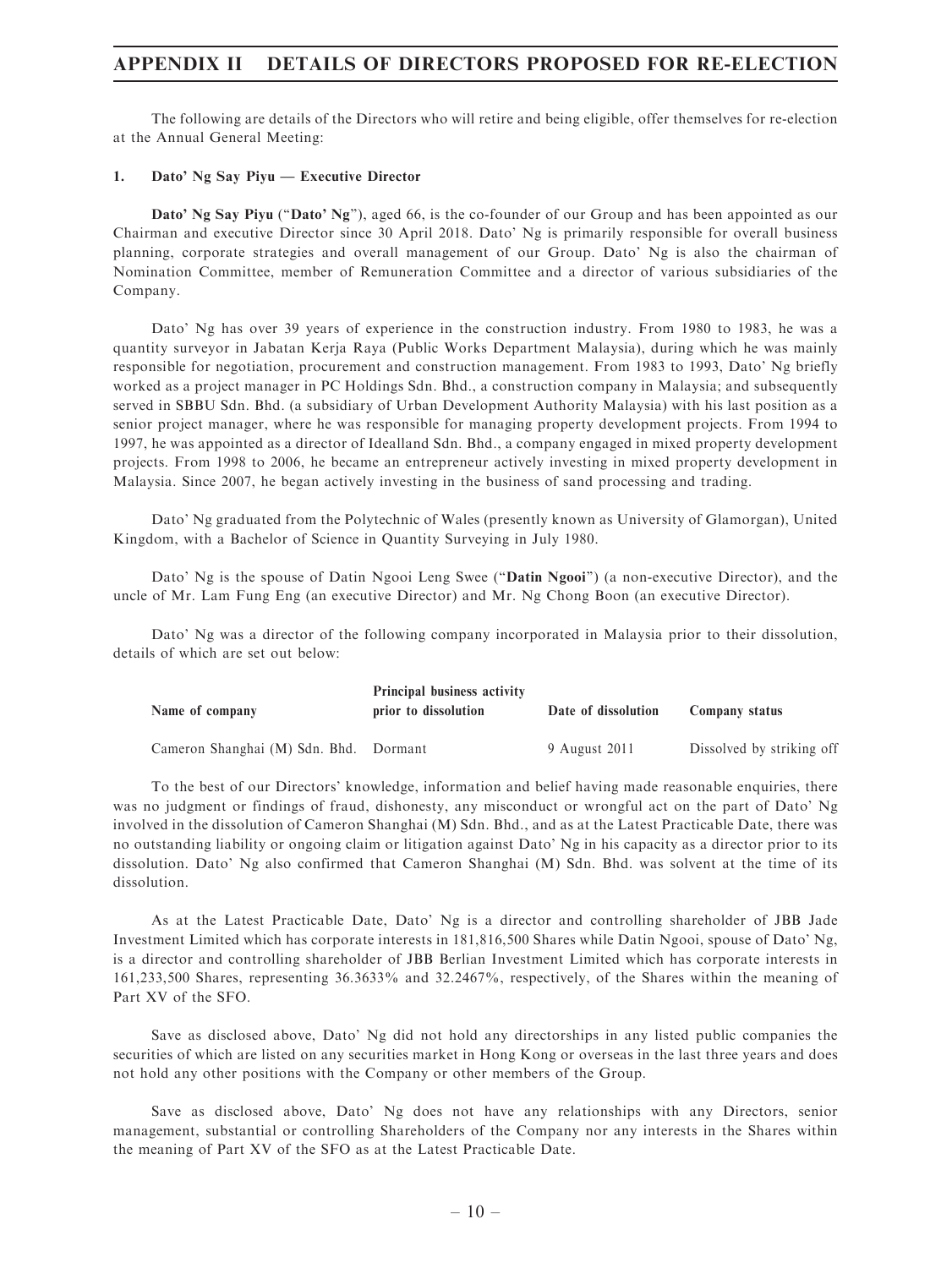# APPENDIX II DETAILS OF DIRECTORS PROPOSED FOR RE-ELECTION

The following are details of the Directors who will retire and being eligible, offer themselves for re-election at the Annual General Meeting:

## 1. Dato' Ng Say Piyu — Executive Director

**Dato' Ng Say Piyu** ("**Dato' Ng**"), aged 66, is the co-founder of our Group and has been appointed as our Chairman and executive Director since 30 April 2018. Dato' Ng is primarily responsible for overall business planning, corporate strategies and overall management of our Group. Dato' Ng is also the chairman of Nomination Committee, member of Remuneration Committee and a director of various subsidiaries of the Company.

Dato' Ng has over 39 years of experience in the construction industry. From 1980 to 1983, he was a quantity surveyor in Jabatan Kerja Raya (Public Works Department Malaysia), during which he was mainly responsible for negotiation, procurement and construction management. From 1983 to 1993, Dato' Ng briefly worked as a project manager in PC Holdings Sdn. Bhd., a construction company in Malaysia; and subsequently served in SBBU Sdn. Bhd. (a subsidiary of Urban Development Authority Malaysia) with his last position as a senior project manager, where he was responsible for managing property development projects. From 1994 to 1997, he was appointed as a director of Idealland Sdn. Bhd., a company engaged in mixed property development projects. From 1998 to 2006, he became an entrepreneur actively investing in mixed property development in Malaysia. Since 2007, he began actively investing in the business of sand processing and trading.

Dato' Ng graduated from the Polytechnic of Wales (presently known as University of Glamorgan), United Kingdom, with a Bachelor of Science in Quantity Surveying in July 1980.

Dato' Ng is the spouse of Datin Ngooi Leng Swee ("**Datin Ngooi**") (a non-executive Director), and the uncle of Mr. Lam Fung Eng (an executive Director) and Mr. Ng Chong Boon (an executive Director).

Dato' Ng was a director of the following company incorporated in Malaysia prior to their dissolution, details of which are set out below:

| Name of company | Principal business activity prior to dissolution | Date of dissolution | Company status |
|---|---|---|---|
| Cameron Shanghai (M) Sdn. Bhd. | Dormant | 9 August 2011 | Dissolved by striking off |

To the best of our Directors' knowledge, information and belief having made reasonable enquiries, there was no judgment or findings of fraud, dishonesty, any misconduct or wrongful act on the part of Dato' Ng involved in the dissolution of Cameron Shanghai (M) Sdn. Bhd., and as at the Latest Practicable Date, there was no outstanding liability or ongoing claim or litigation against Dato' Ng in his capacity as a director prior to its dissolution. Dato' Ng also confirmed that Cameron Shanghai (M) Sdn. Bhd. was solvent at the time of its dissolution.

As at the Latest Practicable Date, Dato' Ng is a director and controlling shareholder of JBB Jade Investment Limited which has corporate interests in 181,816,500 Shares while Datin Ngooi, spouse of Dato' Ng, is a director and controlling shareholder of JBB Berlian Investment Limited which has corporate interests in 161,233,500 Shares, representing 36.3633% and 32.2467%, respectively, of the Shares within the meaning of Part XV of the SFO.

Save as disclosed above, Dato' Ng did not hold any directorships in any listed public companies the securities of which are listed on any securities market in Hong Kong or overseas in the last three years and does not hold any other positions with the Company or other members of the Group.

Save as disclosed above, Dato' Ng does not have any relationships with any Directors, senior management, substantial or controlling Shareholders of the Company nor any interests in the Shares within the meaning of Part XV of the SFO as at the Latest Practicable Date.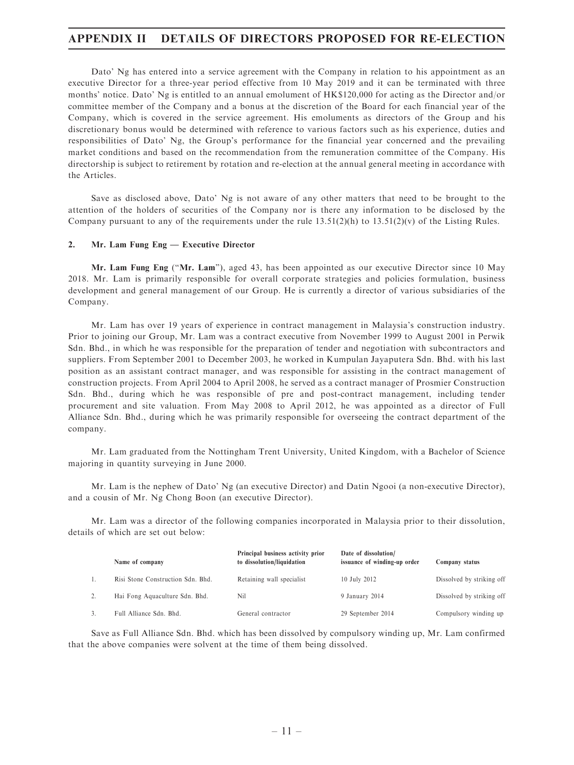Dato' Ng has entered into a service agreement with the Company in relation to his appointment as an executive Director for a three-year period effective from 10 May 2019 and it can be terminated with three months' notice. Dato' Ng is entitled to an annual emolument of HK$120,000 for acting as the Director and/or committee member of the Company and a bonus at the discretion of the Board for each financial year of the Company, which is covered in the service agreement. His emoluments as directors of the Group and his discretionary bonus would be determined with reference to various factors such as his experience, duties and responsibilities of Dato' Ng, the Group's performance for the financial year concerned and the prevailing market conditions and based on the recommendation from the remuneration committee of the Company. His directorship is subject to retirement by rotation and re-election at the annual general meeting in accordance with the Articles.

Save as disclosed above, Dato' Ng is not aware of any other matters that need to be brought to the attention of the holders of securities of the Company nor is there any information to be disclosed by the Company pursuant to any of the requirements under the rule 13.51(2)(h) to 13.51(2)(v) of the Listing Rules.

## 2. Mr. Lam Fung Eng — Executive Director

**Mr. Lam Fung Eng** ("**Mr. Lam**"), aged 43, has been appointed as our executive Director since 10 May 2018. Mr. Lam is primarily responsible for overall corporate strategies and policies formulation, business development and general management of our Group. He is currently a director of various subsidiaries of the Company.

Mr. Lam has over 19 years of experience in contract management in Malaysia's construction industry. Prior to joining our Group, Mr. Lam was a contract executive from November 1999 to August 2001 in Perwik Sdn. Bhd., in which he was responsible for the preparation of tender and negotiation with subcontractors and suppliers. From September 2001 to December 2003, he worked in Kumpulan Jayaputera Sdn. Bhd. with his last position as an assistant contract manager, and was responsible for assisting in the contract management of construction projects. From April 2004 to April 2008, he served as a contract manager of Prosmier Construction Sdn. Bhd., during which he was responsible of pre and post-contract management, including tender procurement and site valuation. From May 2008 to April 2012, he was appointed as a director of Full Alliance Sdn. Bhd., during which he was primarily responsible for overseeing the contract department of the company.

Mr. Lam graduated from the Nottingham Trent University, United Kingdom, with a Bachelor of Science majoring in quantity surveying in June 2000.

Mr. Lam is the nephew of Dato' Ng (an executive Director) and Datin Ngooi (a non-executive Director), and a cousin of Mr. Ng Chong Boon (an executive Director).

Mr. Lam was a director of the following companies incorporated in Malaysia prior to their dissolution, details of which are set out below:

| | Name of company | Principal business activity prior to dissolution/liquidation | Date of dissolution/ issuance of winding-up order | Company status |
|---|---|---|---|---|
| 1. | Risi Stone Construction Sdn. Bhd. | Retaining wall specialist | 10 July 2012 | Dissolved by striking off |
| 2. | Hai Fong Aquaculture Sdn. Bhd. | Nil | 9 January 2014 | Dissolved by striking off |
| 3. | Full Alliance Sdn. Bhd. | General contractor | 29 September 2014 | Compulsory winding up |

Save as Full Alliance Sdn. Bhd. which has been dissolved by compulsory winding up, Mr. Lam confirmed that the above companies were solvent at the time of them being dissolved.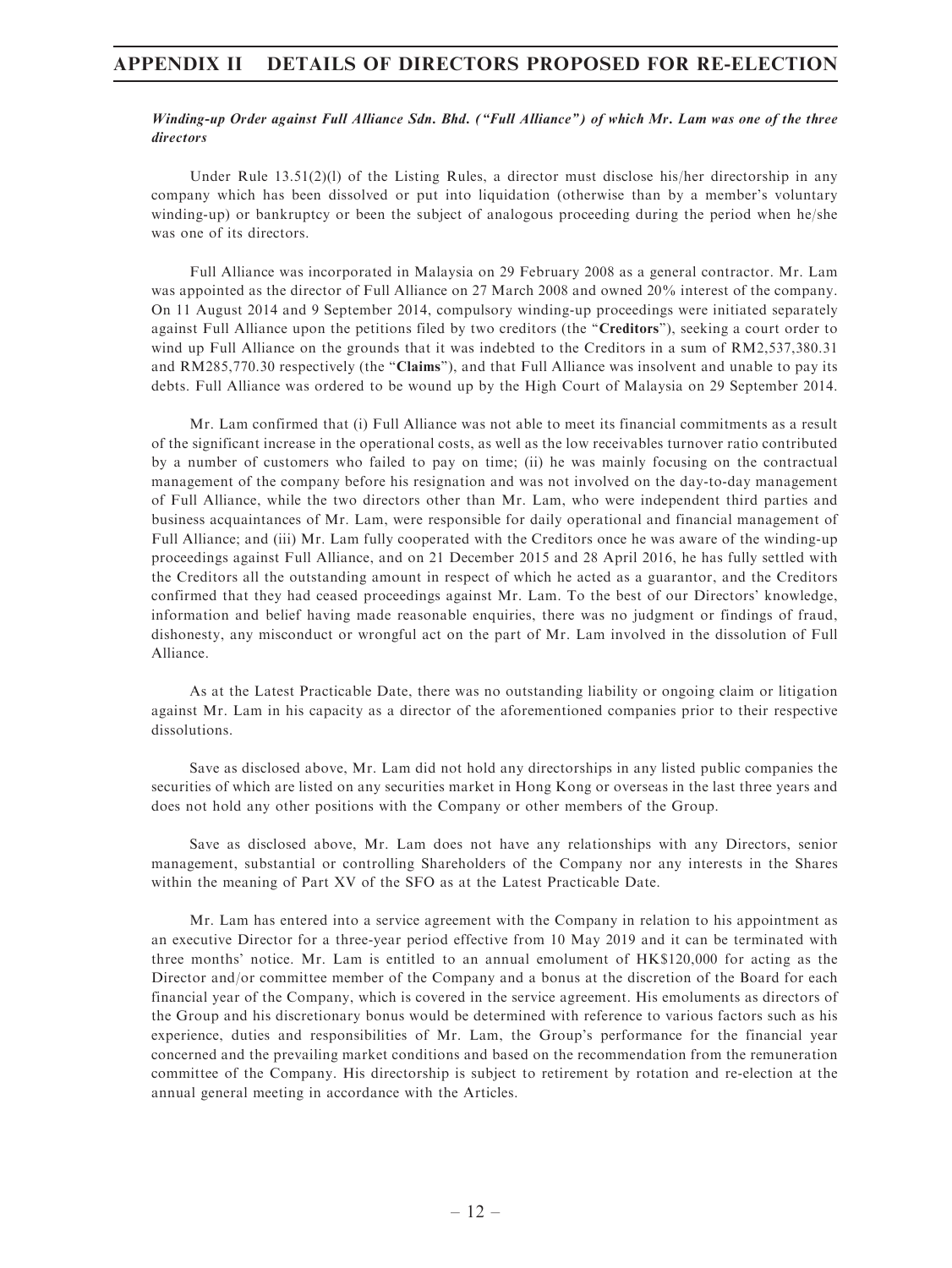***Winding-up Order against Full Alliance Sdn. Bhd. ("Full Alliance") of which Mr. Lam was one of the three directors***

Under Rule 13.51(2)(l) of the Listing Rules, a director must disclose his/her directorship in any company which has been dissolved or put into liquidation (otherwise than by a member's voluntary winding-up) or bankruptcy or been the subject of analogous proceeding during the period when he/she was one of its directors.

Full Alliance was incorporated in Malaysia on 29 February 2008 as a general contractor. Mr. Lam was appointed as the director of Full Alliance on 27 March 2008 and owned 20% interest of the company. On 11 August 2014 and 9 September 2014, compulsory winding-up proceedings were initiated separately against Full Alliance upon the petitions filed by two creditors (the "**Creditors**"), seeking a court order to wind up Full Alliance on the grounds that it was indebted to the Creditors in a sum of RM2,537,380.31 and RM285,770.30 respectively (the "**Claims**"), and that Full Alliance was insolvent and unable to pay its debts. Full Alliance was ordered to be wound up by the High Court of Malaysia on 29 September 2014.

Mr. Lam confirmed that (i) Full Alliance was not able to meet its financial commitments as a result of the significant increase in the operational costs, as well as the low receivables turnover ratio contributed by a number of customers who failed to pay on time; (ii) he was mainly focusing on the contractual management of the company before his resignation and was not involved on the day-to-day management of Full Alliance, while the two directors other than Mr. Lam, who were independent third parties and business acquaintances of Mr. Lam, were responsible for daily operational and financial management of Full Alliance; and (iii) Mr. Lam fully cooperated with the Creditors once he was aware of the winding-up proceedings against Full Alliance, and on 21 December 2015 and 28 April 2016, he has fully settled with the Creditors all the outstanding amount in respect of which he acted as a guarantor, and the Creditors confirmed that they had ceased proceedings against Mr. Lam. To the best of our Directors' knowledge, information and belief having made reasonable enquiries, there was no judgment or findings of fraud, dishonesty, any misconduct or wrongful act on the part of Mr. Lam involved in the dissolution of Full Alliance.

As at the Latest Practicable Date, there was no outstanding liability or ongoing claim or litigation against Mr. Lam in his capacity as a director of the aforementioned companies prior to their respective dissolutions.

Save as disclosed above, Mr. Lam did not hold any directorships in any listed public companies the securities of which are listed on any securities market in Hong Kong or overseas in the last three years and does not hold any other positions with the Company or other members of the Group.

Save as disclosed above, Mr. Lam does not have any relationships with any Directors, senior management, substantial or controlling Shareholders of the Company nor any interests in the Shares within the meaning of Part XV of the SFO as at the Latest Practicable Date.

Mr. Lam has entered into a service agreement with the Company in relation to his appointment as an executive Director for a three-year period effective from 10 May 2019 and it can be terminated with three months' notice. Mr. Lam is entitled to an annual emolument of HK$120,000 for acting as the Director and/or committee member of the Company and a bonus at the discretion of the Board for each financial year of the Company, which is covered in the service agreement. His emoluments as directors of the Group and his discretionary bonus would be determined with reference to various factors such as his experience, duties and responsibilities of Mr. Lam, the Group's performance for the financial year concerned and the prevailing market conditions and based on the recommendation from the remuneration committee of the Company. His directorship is subject to retirement by rotation and re-election at the annual general meeting in accordance with the Articles.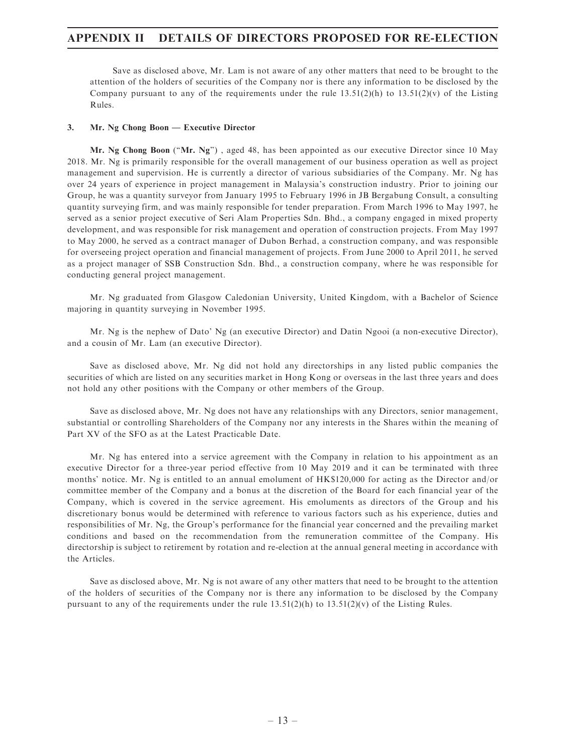Save as disclosed above, Mr. Lam is not aware of any other matters that need to be brought to the attention of the holders of securities of the Company nor is there any information to be disclosed by the Company pursuant to any of the requirements under the rule 13.51(2)(h) to 13.51(2)(v) of the Listing Rules.

### 3. Mr. Ng Chong Boon — Executive Director

**Mr. Ng Chong Boon** ("**Mr. Ng**") , aged 48, has been appointed as our executive Director since 10 May 2018. Mr. Ng is primarily responsible for the overall management of our business operation as well as project management and supervision. He is currently a director of various subsidiaries of the Company. Mr. Ng has over 24 years of experience in project management in Malaysia's construction industry. Prior to joining our Group, he was a quantity surveyor from January 1995 to February 1996 in JB Bergabung Consult, a consulting quantity surveying firm, and was mainly responsible for tender preparation. From March 1996 to May 1997, he served as a senior project executive of Seri Alam Properties Sdn. Bhd., a company engaged in mixed property development, and was responsible for risk management and operation of construction projects. From May 1997 to May 2000, he served as a contract manager of Dubon Berhad, a construction company, and was responsible for overseeing project operation and financial management of projects. From June 2000 to April 2011, he served as a project manager of SSB Construction Sdn. Bhd., a construction company, where he was responsible for conducting general project management.

Mr. Ng graduated from Glasgow Caledonian University, United Kingdom, with a Bachelor of Science majoring in quantity surveying in November 1995.

Mr. Ng is the nephew of Dato' Ng (an executive Director) and Datin Ngooi (a non-executive Director), and a cousin of Mr. Lam (an executive Director).

Save as disclosed above, Mr. Ng did not hold any directorships in any listed public companies the securities of which are listed on any securities market in Hong Kong or overseas in the last three years and does not hold any other positions with the Company or other members of the Group.

Save as disclosed above, Mr. Ng does not have any relationships with any Directors, senior management, substantial or controlling Shareholders of the Company nor any interests in the Shares within the meaning of Part XV of the SFO as at the Latest Practicable Date.

Mr. Ng has entered into a service agreement with the Company in relation to his appointment as an executive Director for a three-year period effective from 10 May 2019 and it can be terminated with three months' notice. Mr. Ng is entitled to an annual emolument of HK$120,000 for acting as the Director and/or committee member of the Company and a bonus at the discretion of the Board for each financial year of the Company, which is covered in the service agreement. His emoluments as directors of the Group and his discretionary bonus would be determined with reference to various factors such as his experience, duties and responsibilities of Mr. Ng, the Group's performance for the financial year concerned and the prevailing market conditions and based on the recommendation from the remuneration committee of the Company. His directorship is subject to retirement by rotation and re-election at the annual general meeting in accordance with the Articles.

Save as disclosed above, Mr. Ng is not aware of any other matters that need to be brought to the attention of the holders of securities of the Company nor is there any information to be disclosed by the Company pursuant to any of the requirements under the rule 13.51(2)(h) to 13.51(2)(v) of the Listing Rules.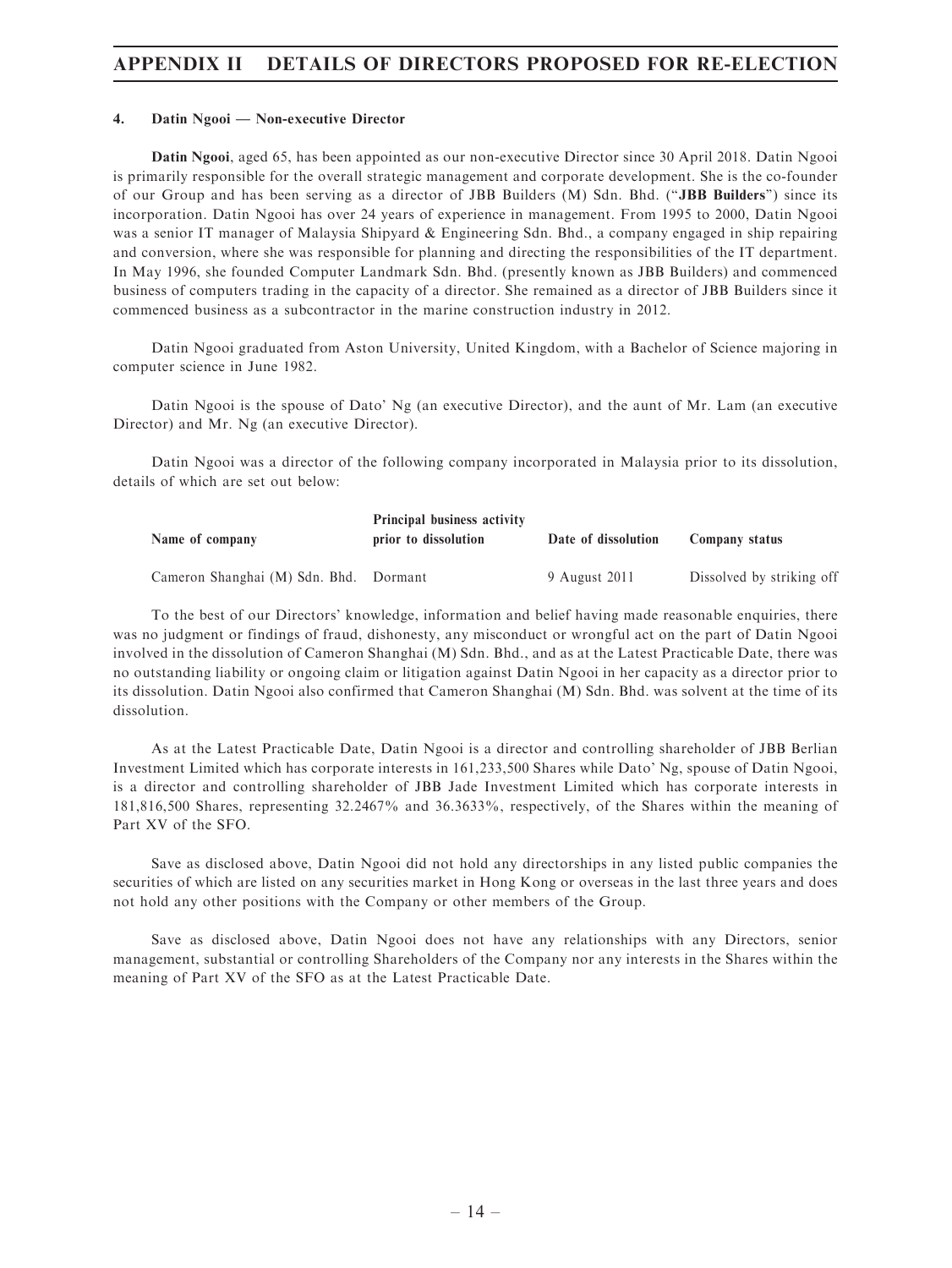#### 4. Datin Ngooi — Non-executive Director

**Datin Ngooi**, aged 65, has been appointed as our non-executive Director since 30 April 2018. Datin Ngooi is primarily responsible for the overall strategic management and corporate development. She is the co-founder of our Group and has been serving as a director of JBB Builders (M) Sdn. Bhd. ("**JBB Builders**") since its incorporation. Datin Ngooi has over 24 years of experience in management. From 1995 to 2000, Datin Ngooi was a senior IT manager of Malaysia Shipyard & Engineering Sdn. Bhd., a company engaged in ship repairing and conversion, where she was responsible for planning and directing the responsibilities of the IT department. In May 1996, she founded Computer Landmark Sdn. Bhd. (presently known as JBB Builders) and commenced business of computers trading in the capacity of a director. She remained as a director of JBB Builders since it commenced business as a subcontractor in the marine construction industry in 2012.

Datin Ngooi graduated from Aston University, United Kingdom, with a Bachelor of Science majoring in computer science in June 1982.

Datin Ngooi is the spouse of Dato' Ng (an executive Director), and the aunt of Mr. Lam (an executive Director) and Mr. Ng (an executive Director).

Datin Ngooi was a director of the following company incorporated in Malaysia prior to its dissolution, details of which are set out below:

| Name of company | Principal business activity prior to dissolution | Date of dissolution | Company status |
|---|---|---|---|
| Cameron Shanghai (M) Sdn. Bhd. | Dormant | 9 August 2011 | Dissolved by striking off |

To the best of our Directors' knowledge, information and belief having made reasonable enquiries, there was no judgment or findings of fraud, dishonesty, any misconduct or wrongful act on the part of Datin Ngooi involved in the dissolution of Cameron Shanghai (M) Sdn. Bhd., and as at the Latest Practicable Date, there was no outstanding liability or ongoing claim or litigation against Datin Ngooi in her capacity as a director prior to its dissolution. Datin Ngooi also confirmed that Cameron Shanghai (M) Sdn. Bhd. was solvent at the time of its dissolution.

As at the Latest Practicable Date, Datin Ngooi is a director and controlling shareholder of JBB Berlian Investment Limited which has corporate interests in 161,233,500 Shares while Dato' Ng, spouse of Datin Ngooi, is a director and controlling shareholder of JBB Jade Investment Limited which has corporate interests in 181,816,500 Shares, representing 32.2467% and 36.3633%, respectively, of the Shares within the meaning of Part XV of the SFO.

Save as disclosed above, Datin Ngooi did not hold any directorships in any listed public companies the securities of which are listed on any securities market in Hong Kong or overseas in the last three years and does not hold any other positions with the Company or other members of the Group.

Save as disclosed above, Datin Ngooi does not have any relationships with any Directors, senior management, substantial or controlling Shareholders of the Company nor any interests in the Shares within the meaning of Part XV of the SFO as at the Latest Practicable Date.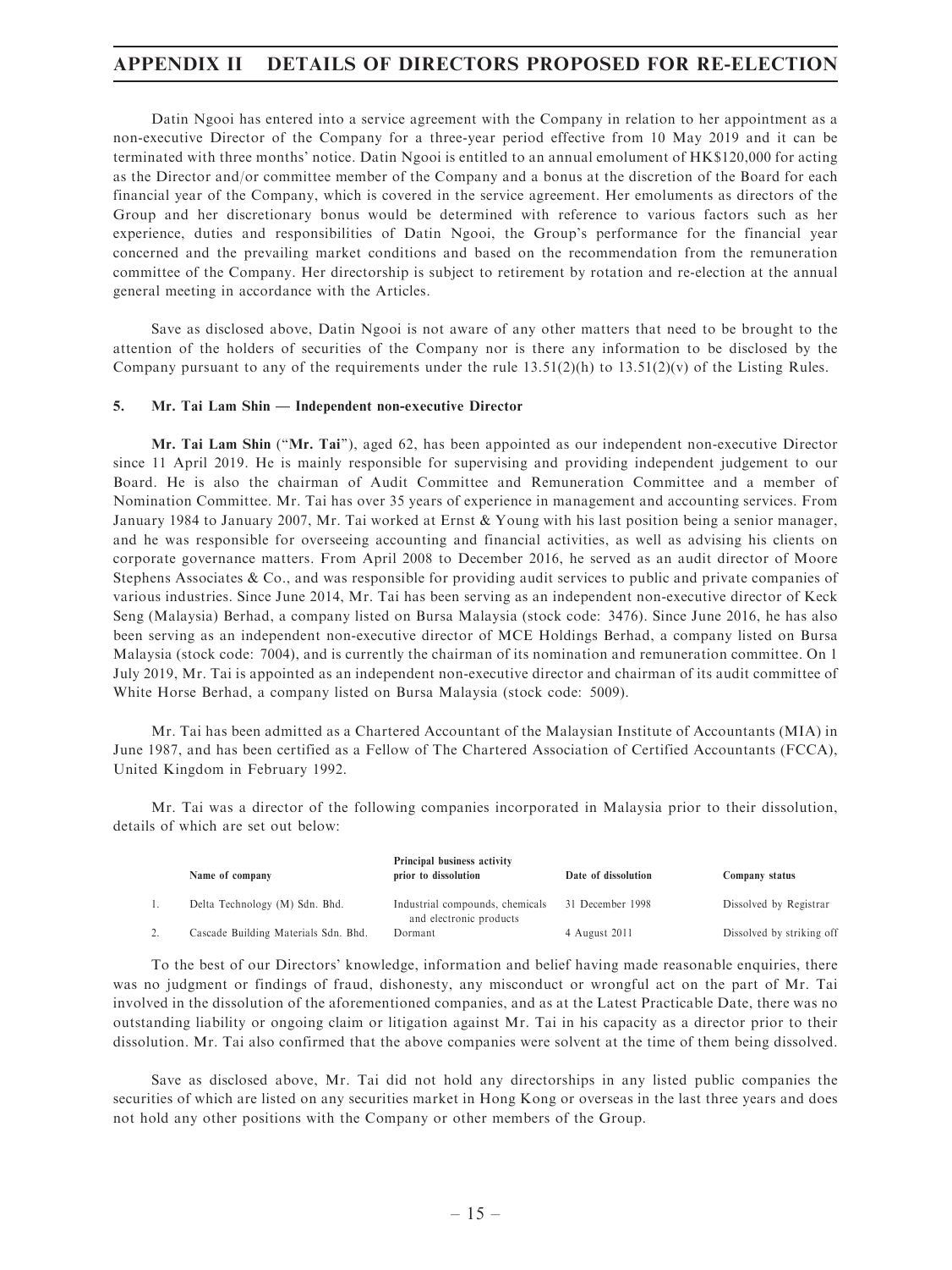Datin Ngooi has entered into a service agreement with the Company in relation to her appointment as a non-executive Director of the Company for a three-year period effective from 10 May 2019 and it can be terminated with three months' notice. Datin Ngooi is entitled to an annual emolument of HK$120,000 for acting as the Director and/or committee member of the Company and a bonus at the discretion of the Board for each financial year of the Company, which is covered in the service agreement. Her emoluments as directors of the Group and her discretionary bonus would be determined with reference to various factors such as her experience, duties and responsibilities of Datin Ngooi, the Group's performance for the financial year concerned and the prevailing market conditions and based on the recommendation from the remuneration committee of the Company. Her directorship is subject to retirement by rotation and re-election at the annual general meeting in accordance with the Articles.

Save as disclosed above, Datin Ngooi is not aware of any other matters that need to be brought to the attention of the holders of securities of the Company nor is there any information to be disclosed by the Company pursuant to any of the requirements under the rule 13.51(2)(h) to 13.51(2)(v) of the Listing Rules.

### 5. Mr. Tai Lam Shin — Independent non-executive Director

**Mr. Tai Lam Shin** ("**Mr. Tai**"), aged 62, has been appointed as our independent non-executive Director since 11 April 2019. He is mainly responsible for supervising and providing independent judgement to our Board. He is also the chairman of Audit Committee and Remuneration Committee and a member of Nomination Committee. Mr. Tai has over 35 years of experience in management and accounting services. From January 1984 to January 2007, Mr. Tai worked at Ernst & Young with his last position being a senior manager, and he was responsible for overseeing accounting and financial activities, as well as advising his clients on corporate governance matters. From April 2008 to December 2016, he served as an audit director of Moore Stephens Associates & Co., and was responsible for providing audit services to public and private companies of various industries. Since June 2014, Mr. Tai has been serving as an independent non-executive director of Keck Seng (Malaysia) Berhad, a company listed on Bursa Malaysia (stock code: 3476). Since June 2016, he has also been serving as an independent non-executive director of MCE Holdings Berhad, a company listed on Bursa Malaysia (stock code: 7004), and is currently the chairman of its nomination and remuneration committee. On 1 July 2019, Mr. Tai is appointed as an independent non-executive director and chairman of its audit committee of White Horse Berhad, a company listed on Bursa Malaysia (stock code: 5009).

Mr. Tai has been admitted as a Chartered Accountant of the Malaysian Institute of Accountants (MIA) in June 1987, and has been certified as a Fellow of The Chartered Association of Certified Accountants (FCCA), United Kingdom in February 1992.

Mr. Tai was a director of the following companies incorporated in Malaysia prior to their dissolution, details of which are set out below:

| | Name of company | Principal business activity prior to dissolution | Date of dissolution | Company status |
|---|---|---|---|---|
| 1. | Delta Technology (M) Sdn. Bhd. | Industrial compounds, chemicals and electronic products | 31 December 1998 | Dissolved by Registrar |
| 2. | Cascade Building Materials Sdn. Bhd. | Dormant | 4 August 2011 | Dissolved by striking off |

To the best of our Directors' knowledge, information and belief having made reasonable enquiries, there was no judgment or findings of fraud, dishonesty, any misconduct or wrongful act on the part of Mr. Tai involved in the dissolution of the aforementioned companies, and as at the Latest Practicable Date, there was no outstanding liability or ongoing claim or litigation against Mr. Tai in his capacity as a director prior to their dissolution. Mr. Tai also confirmed that the above companies were solvent at the time of them being dissolved.

Save as disclosed above, Mr. Tai did not hold any directorships in any listed public companies the securities of which are listed on any securities market in Hong Kong or overseas in the last three years and does not hold any other positions with the Company or other members of the Group.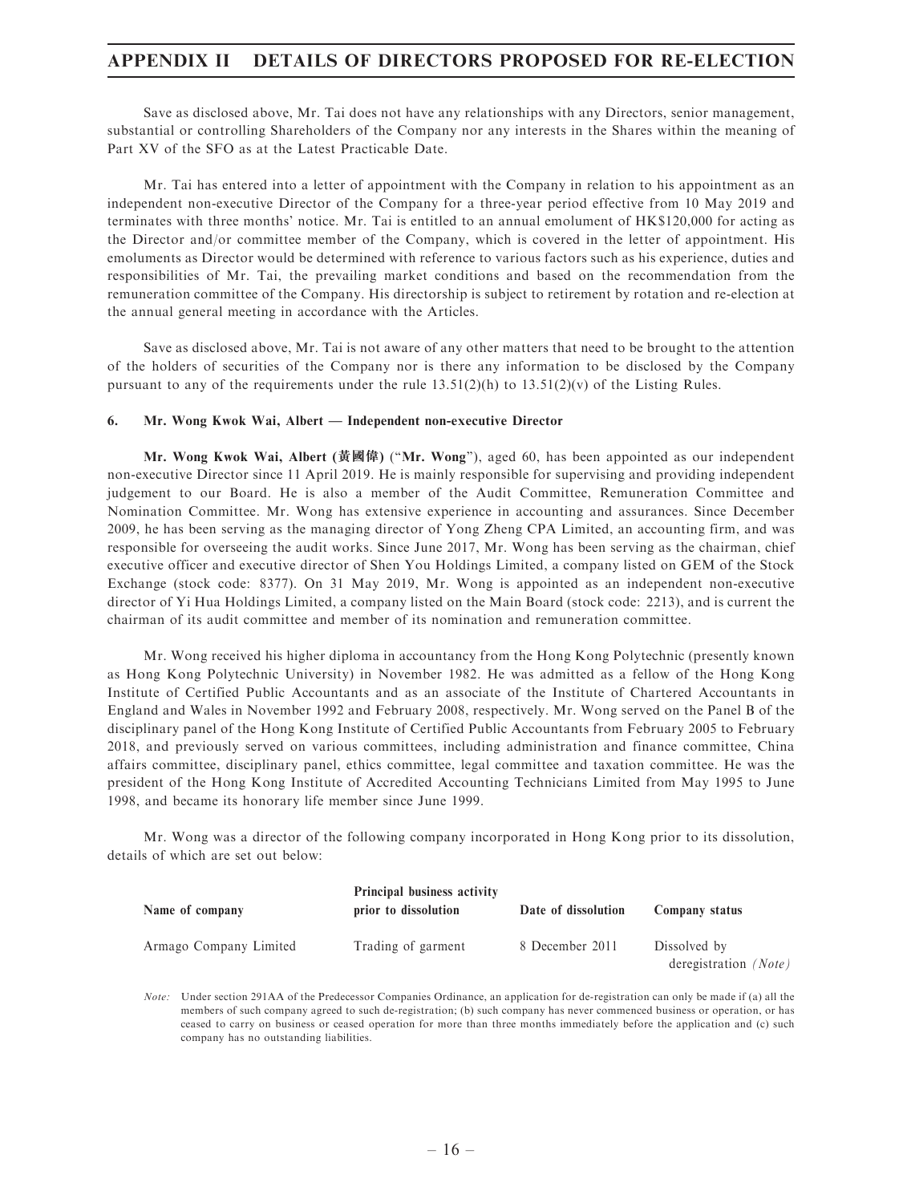Save as disclosed above, Mr. Tai does not have any relationships with any Directors, senior management, substantial or controlling Shareholders of the Company nor any interests in the Shares within the meaning of Part XV of the SFO as at the Latest Practicable Date.

Mr. Tai has entered into a letter of appointment with the Company in relation to his appointment as an independent non-executive Director of the Company for a three-year period effective from 10 May 2019 and terminates with three months' notice. Mr. Tai is entitled to an annual emolument of HK$120,000 for acting as the Director and/or committee member of the Company, which is covered in the letter of appointment. His emoluments as Director would be determined with reference to various factors such as his experience, duties and responsibilities of Mr. Tai, the prevailing market conditions and based on the recommendation from the remuneration committee of the Company. His directorship is subject to retirement by rotation and re-election at the annual general meeting in accordance with the Articles.

Save as disclosed above, Mr. Tai is not aware of any other matters that need to be brought to the attention of the holders of securities of the Company nor is there any information to be disclosed by the Company pursuant to any of the requirements under the rule 13.51(2)(h) to 13.51(2)(v) of the Listing Rules.

**6. Mr. Wong Kwok Wai, Albert — Independent non-executive Director**

**Mr. Wong Kwok Wai, Albert (黃國偉)** ("**Mr. Wong**"), aged 60, has been appointed as our independent non-executive Director since 11 April 2019. He is mainly responsible for supervising and providing independent judgement to our Board. He is also a member of the Audit Committee, Remuneration Committee and Nomination Committee. Mr. Wong has extensive experience in accounting and assurances. Since December 2009, he has been serving as the managing director of Yong Zheng CPA Limited, an accounting firm, and was responsible for overseeing the audit works. Since June 2017, Mr. Wong has been serving as the chairman, chief executive officer and executive director of Shen You Holdings Limited, a company listed on GEM of the Stock Exchange (stock code: 8377). On 31 May 2019, Mr. Wong is appointed as an independent non-executive director of Yi Hua Holdings Limited, a company listed on the Main Board (stock code: 2213), and is current the chairman of its audit committee and member of its nomination and remuneration committee.

Mr. Wong received his higher diploma in accountancy from the Hong Kong Polytechnic (presently known as Hong Kong Polytechnic University) in November 1982. He was admitted as a fellow of the Hong Kong Institute of Certified Public Accountants and as an associate of the Institute of Chartered Accountants in England and Wales in November 1992 and February 2008, respectively. Mr. Wong served on the Panel B of the disciplinary panel of the Hong Kong Institute of Certified Public Accountants from February 2005 to February 2018, and previously served on various committees, including administration and finance committee, China affairs committee, disciplinary panel, ethics committee, legal committee and taxation committee. He was the president of the Hong Kong Institute of Accredited Accounting Technicians Limited from May 1995 to June 1998, and became its honorary life member since June 1999.

Mr. Wong was a director of the following company incorporated in Hong Kong prior to its dissolution, details of which are set out below:

| Name of company | Principal business activity prior to dissolution | Date of dissolution | Company status |
|---|---|---|---|
| Armago Company Limited | Trading of garment | 8 December 2011 | Dissolved by deregistration *(Note)* |

*Note:* Under section 291AA of the Predecessor Companies Ordinance, an application for de-registration can only be made if (a) all the members of such company agreed to such de-registration; (b) such company has never commenced business or operation, or has ceased to carry on business or ceased operation for more than three months immediately before the application and (c) such company has no outstanding liabilities.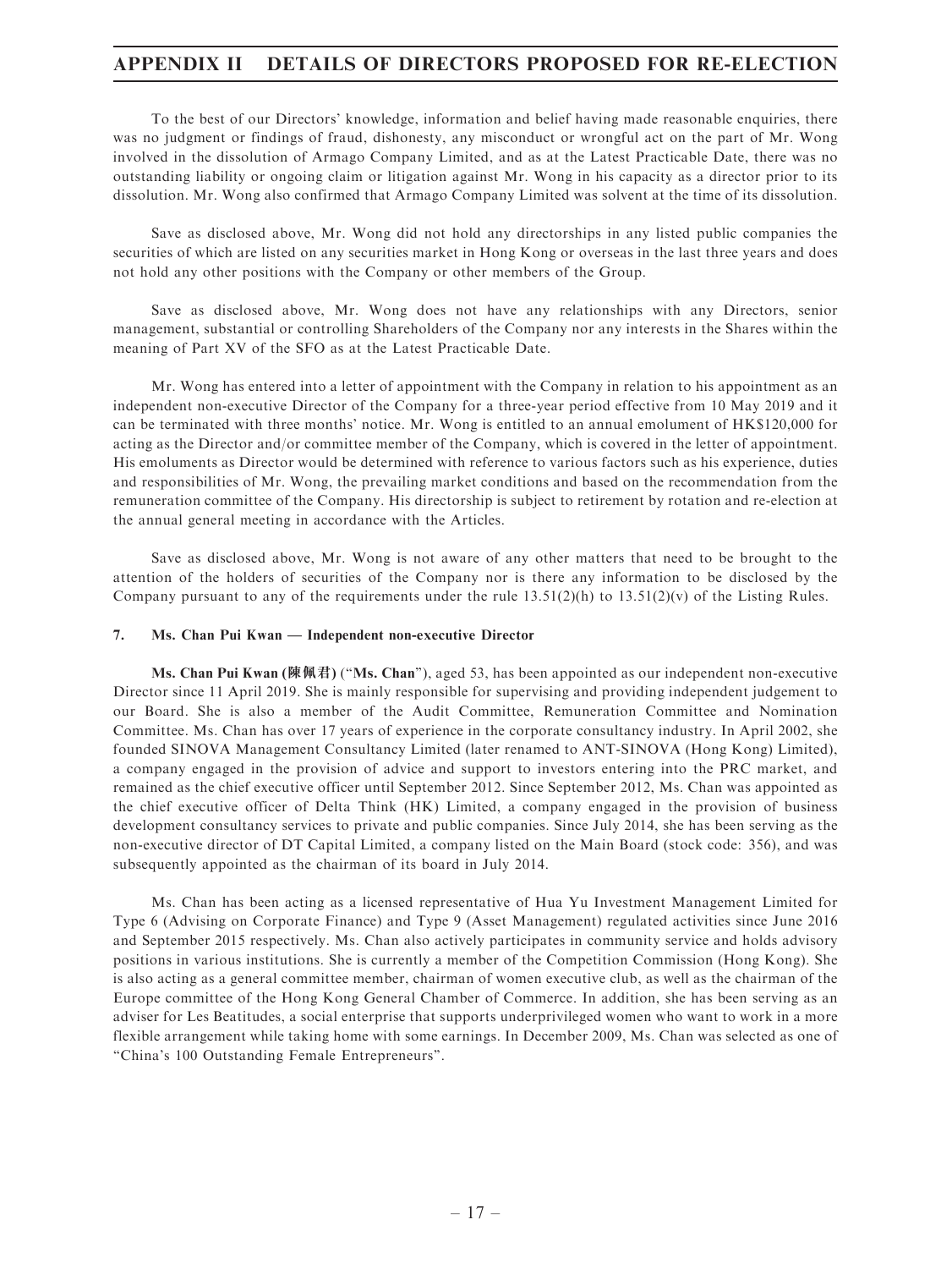To the best of our Directors' knowledge, information and belief having made reasonable enquiries, there was no judgment or findings of fraud, dishonesty, any misconduct or wrongful act on the part of Mr. Wong involved in the dissolution of Armago Company Limited, and as at the Latest Practicable Date, there was no outstanding liability or ongoing claim or litigation against Mr. Wong in his capacity as a director prior to its dissolution. Mr. Wong also confirmed that Armago Company Limited was solvent at the time of its dissolution.

Save as disclosed above, Mr. Wong did not hold any directorships in any listed public companies the securities of which are listed on any securities market in Hong Kong or overseas in the last three years and does not hold any other positions with the Company or other members of the Group.

Save as disclosed above, Mr. Wong does not have any relationships with any Directors, senior management, substantial or controlling Shareholders of the Company nor any interests in the Shares within the meaning of Part XV of the SFO as at the Latest Practicable Date.

Mr. Wong has entered into a letter of appointment with the Company in relation to his appointment as an independent non-executive Director of the Company for a three-year period effective from 10 May 2019 and it can be terminated with three months' notice. Mr. Wong is entitled to an annual emolument of HK$120,000 for acting as the Director and/or committee member of the Company, which is covered in the letter of appointment. His emoluments as Director would be determined with reference to various factors such as his experience, duties and responsibilities of Mr. Wong, the prevailing market conditions and based on the recommendation from the remuneration committee of the Company. His directorship is subject to retirement by rotation and re-election at the annual general meeting in accordance with the Articles.

Save as disclosed above, Mr. Wong is not aware of any other matters that need to be brought to the attention of the holders of securities of the Company nor is there any information to be disclosed by the Company pursuant to any of the requirements under the rule 13.51(2)(h) to 13.51(2)(v) of the Listing Rules.

**7. Ms. Chan Pui Kwan — Independent non-executive Director**

**Ms. Chan Pui Kwan (陳佩君)** ("**Ms. Chan**"), aged 53, has been appointed as our independent non-executive Director since 11 April 2019. She is mainly responsible for supervising and providing independent judgement to our Board. She is also a member of the Audit Committee, Remuneration Committee and Nomination Committee. Ms. Chan has over 17 years of experience in the corporate consultancy industry. In April 2002, she founded SINOVA Management Consultancy Limited (later renamed to ANT-SINOVA (Hong Kong) Limited), a company engaged in the provision of advice and support to investors entering into the PRC market, and remained as the chief executive officer until September 2012. Since September 2012, Ms. Chan was appointed as the chief executive officer of Delta Think (HK) Limited, a company engaged in the provision of business development consultancy services to private and public companies. Since July 2014, she has been serving as the non-executive director of DT Capital Limited, a company listed on the Main Board (stock code: 356), and was subsequently appointed as the chairman of its board in July 2014.

Ms. Chan has been acting as a licensed representative of Hua Yu Investment Management Limited for Type 6 (Advising on Corporate Finance) and Type 9 (Asset Management) regulated activities since June 2016 and September 2015 respectively. Ms. Chan also actively participates in community service and holds advisory positions in various institutions. She is currently a member of the Competition Commission (Hong Kong). She is also acting as a general committee member, chairman of women executive club, as well as the chairman of the Europe committee of the Hong Kong General Chamber of Commerce. In addition, she has been serving as an adviser for Les Beatitudes, a social enterprise that supports underprivileged women who want to work in a more flexible arrangement while taking home with some earnings. In December 2009, Ms. Chan was selected as one of "China's 100 Outstanding Female Entrepreneurs".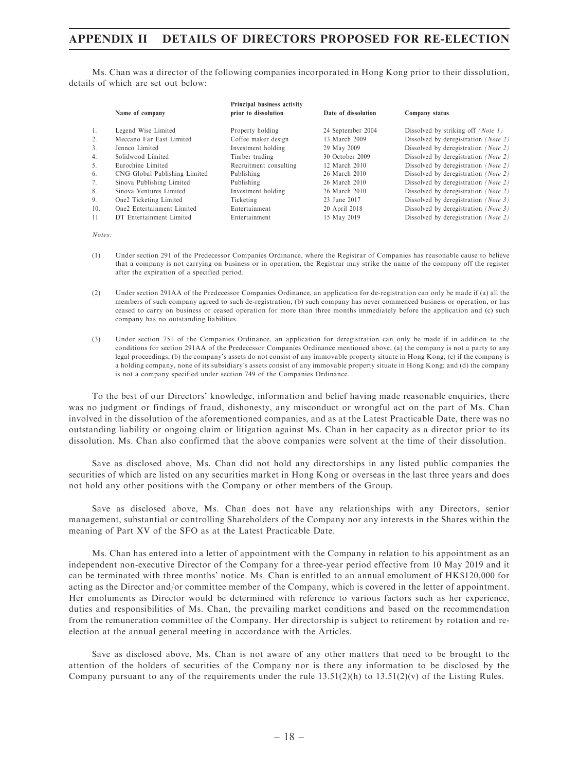Ms. Chan was a director of the following companies incorporated in Hong Kong prior to their dissolution, details of which are set out below:

| | Name of company | Principal business activity prior to dissolution | Date of dissolution | Company status |
|---|---|---|---|---|
| 1. | Legend Wise Limited | Property holding | 24 September 2004 | Dissolved by striking off *(Note 1)* |
| 2. | Meccano Far East Limited | Coffee maker design | 13 March 2009 | Dissolved by deregistration *(Note 2)* |
| 3. | Jennco Limited | Investment holding | 29 May 2009 | Dissolved by deregistration *(Note 2)* |
| 4. | Solidwood Limited | Timber trading | 30 October 2009 | Dissolved by deregistration *(Note 2)* |
| 5. | Eurochine Limited | Recruitment consulting | 12 March 2010 | Dissolved by deregistration *(Note 2)* |
| 6. | CNG Global Publishing Limited | Publishing | 26 March 2010 | Dissolved by deregistration *(Note 2)* |
| 7. | Sinova Publishing Limited | Publishing | 26 March 2010 | Dissolved by deregistration *(Note 2)* |
| 8. | Sinova Ventures Limited | Investment holding | 26 March 2010 | Dissolved by deregistration *(Note 2)* |
| 9. | One2 Ticketing Limited | Ticketing | 23 June 2017 | Dissolved by deregistration *(Note 3)* |
| 10. | One2 Entertainment Limited | Entertainment | 20 April 2018 | Dissolved by deregistration *(Note 3)* |
| 11 | DT Entertainment Limited | Entertainment | 15 May 2019 | Dissolved by deregistration *(Note 2)* |

*Notes:*

(1) Under section 291 of the Predecessor Companies Ordinance, where the Registrar of Companies has reasonable cause to believe that a company is not carrying on business or in operation, the Registrar may strike the name of the company off the register after the expiration of a specified period.

(2) Under section 291AA of the Predecessor Companies Ordinance, an application for de-registration can only be made if (a) all the members of such company agreed to such de-registration; (b) such company has never commenced business or operation, or has ceased to carry on business or ceased operation for more than three months immediately before the application and (c) such company has no outstanding liabilities.

(3) Under section 751 of the Companies Ordinance, an application for deregistration can only be made if in addition to the conditions for section 291AA of the Predecessor Companies Ordinance mentioned above, (a) the company is not a party to any legal proceedings; (b) the company's assets do not consist of any immovable property situate in Hong Kong; (c) if the company is a holding company, none of its subsidiary's assets consist of any immovable property situate in Hong Kong; and (d) the company is not a company specified under section 749 of the Companies Ordinance.

To the best of our Directors' knowledge, information and belief having made reasonable enquiries, there was no judgment or findings of fraud, dishonesty, any misconduct or wrongful act on the part of Ms. Chan involved in the dissolution of the aforementioned companies, and as at the Latest Practicable Date, there was no outstanding liability or ongoing claim or litigation against Ms. Chan in her capacity as a director prior to its dissolution. Ms. Chan also confirmed that the above companies were solvent at the time of their dissolution.

Save as disclosed above, Ms. Chan did not hold any directorships in any listed public companies the securities of which are listed on any securities market in Hong Kong or overseas in the last three years and does not hold any other positions with the Company or other members of the Group.

Save as disclosed above, Ms. Chan does not have any relationships with any Directors, senior management, substantial or controlling Shareholders of the Company nor any interests in the Shares within the meaning of Part XV of the SFO as at the Latest Practicable Date.

Ms. Chan has entered into a letter of appointment with the Company in relation to his appointment as an independent non-executive Director of the Company for a three-year period effective from 10 May 2019 and it can be terminated with three months' notice. Ms. Chan is entitled to an annual emolument of HK$120,000 for acting as the Director and/or committee member of the Company, which is covered in the letter of appointment. Her emoluments as Director would be determined with reference to various factors such as her experience, duties and responsibilities of Ms. Chan, the prevailing market conditions and based on the recommendation from the remuneration committee of the Company. Her directorship is subject to retirement by rotation and re-election at the annual general meeting in accordance with the Articles.

Save as disclosed above, Ms. Chan is not aware of any other matters that need to be brought to the attention of the holders of securities of the Company nor is there any information to be disclosed by the Company pursuant to any of the requirements under the rule 13.51(2)(h) to 13.51(2)(v) of the Listing Rules.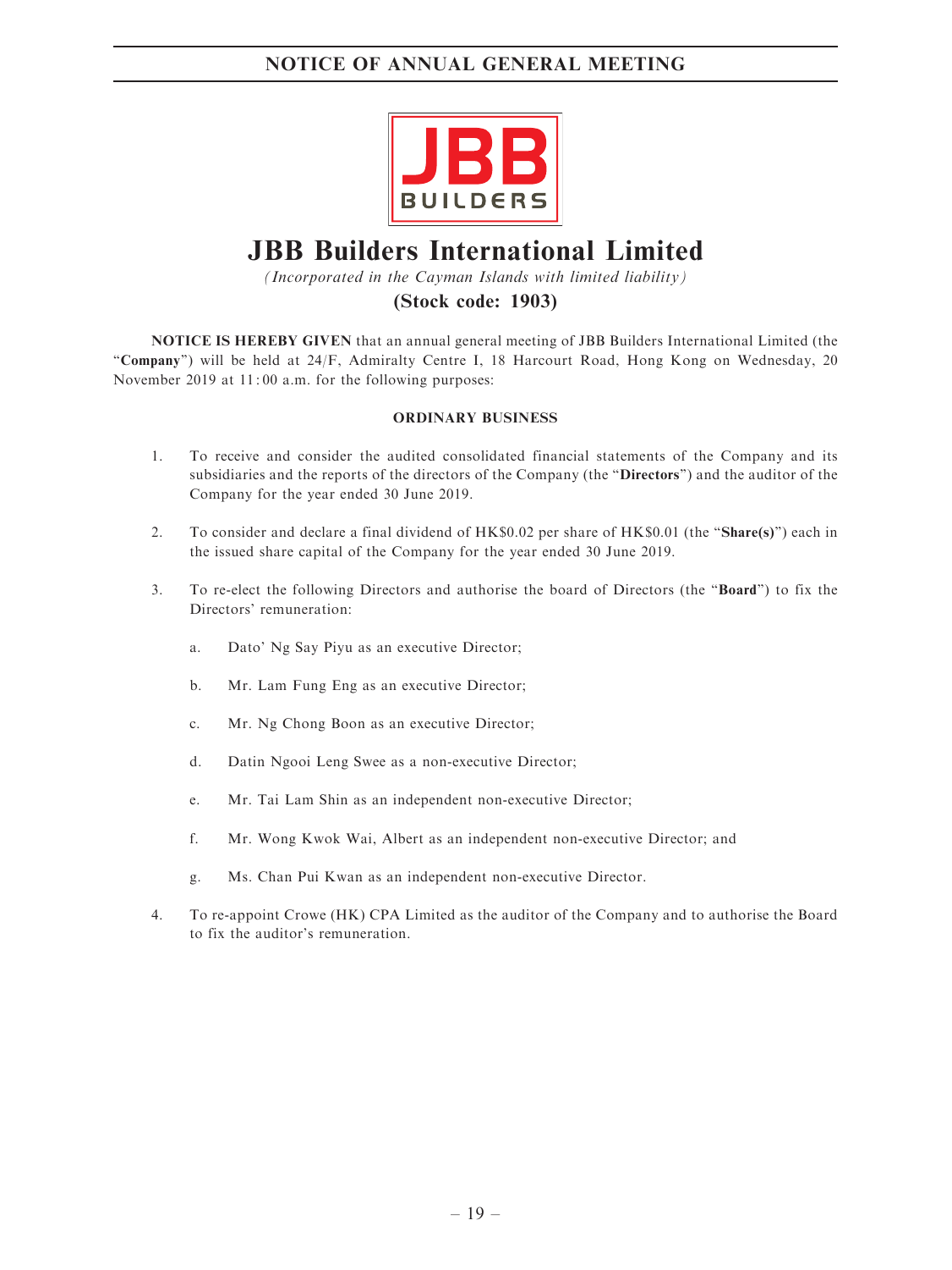# NOTICE OF ANNUAL GENERAL MEETING

# JBB Builders International Limited

*(Incorporated in the Cayman Islands with limited liability)*

**(Stock code: 1903)**

**NOTICE IS HEREBY GIVEN** that an annual general meeting of JBB Builders International Limited (the "**Company**") will be held at 24/F, Admiralty Centre I, 18 Harcourt Road, Hong Kong on Wednesday, 20 November 2019 at 11:00 a.m. for the following purposes:

**ORDINARY BUSINESS**

1. To receive and consider the audited consolidated financial statements of the Company and its subsidiaries and the reports of the directors of the Company (the "**Directors**") and the auditor of the Company for the year ended 30 June 2019.

2. To consider and declare a final dividend of HK$0.02 per share of HK$0.01 (the "**Share(s)**") each in the issued share capital of the Company for the year ended 30 June 2019.

3. To re-elect the following Directors and authorise the board of Directors (the "**Board**") to fix the Directors' remuneration:

   a. Dato' Ng Say Piyu as an executive Director;

   b. Mr. Lam Fung Eng as an executive Director;

   c. Mr. Ng Chong Boon as an executive Director;

   d. Datin Ngooi Leng Swee as a non-executive Director;

   e. Mr. Tai Lam Shin as an independent non-executive Director;

   f. Mr. Wong Kwok Wai, Albert as an independent non-executive Director; and

   g. Ms. Chan Pui Kwan as an independent non-executive Director.

4. To re-appoint Crowe (HK) CPA Limited as the auditor of the Company and to authorise the Board to fix the auditor's remuneration.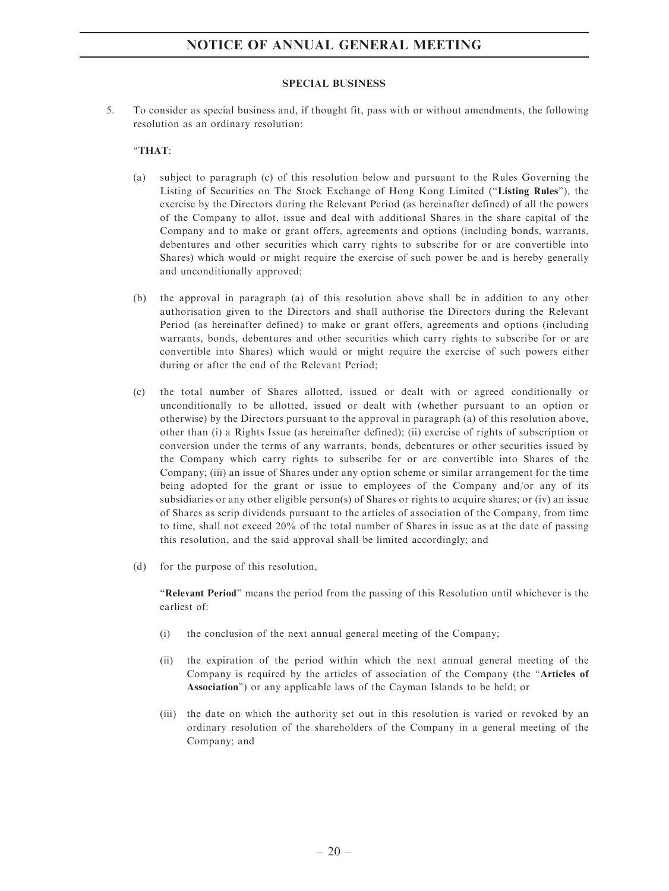**SPECIAL BUSINESS**

5. To consider as special business and, if thought fit, pass with or without amendments, the following resolution as an ordinary resolution:

"**THAT**:

(a) subject to paragraph (c) of this resolution below and pursuant to the Rules Governing the Listing of Securities on The Stock Exchange of Hong Kong Limited ("**Listing Rules**"), the exercise by the Directors during the Relevant Period (as hereinafter defined) of all the powers of the Company to allot, issue and deal with additional Shares in the share capital of the Company and to make or grant offers, agreements and options (including bonds, warrants, debentures and other securities which carry rights to subscribe for or are convertible into Shares) which would or might require the exercise of such power be and is hereby generally and unconditionally approved;

(b) the approval in paragraph (a) of this resolution above shall be in addition to any other authorisation given to the Directors and shall authorise the Directors during the Relevant Period (as hereinafter defined) to make or grant offers, agreements and options (including warrants, bonds, debentures and other securities which carry rights to subscribe for or are convertible into Shares) which would or might require the exercise of such powers either during or after the end of the Relevant Period;

(c) the total number of Shares allotted, issued or dealt with or agreed conditionally or unconditionally to be allotted, issued or dealt with (whether pursuant to an option or otherwise) by the Directors pursuant to the approval in paragraph (a) of this resolution above, other than (i) a Rights Issue (as hereinafter defined); (ii) exercise of rights of subscription or conversion under the terms of any warrants, bonds, debentures or other securities issued by the Company which carry rights to subscribe for or are convertible into Shares of the Company; (iii) an issue of Shares under any option scheme or similar arrangement for the time being adopted for the grant or issue to employees of the Company and/or any of its subsidiaries or any other eligible person(s) of Shares or rights to acquire shares; or (iv) an issue of Shares as scrip dividends pursuant to the articles of association of the Company, from time to time, shall not exceed 20% of the total number of Shares in issue as at the date of passing this resolution, and the said approval shall be limited accordingly; and

(d) for the purpose of this resolution,

"**Relevant Period**" means the period from the passing of this Resolution until whichever is the earliest of:

(i) the conclusion of the next annual general meeting of the Company;

(ii) the expiration of the period within which the next annual general meeting of the Company is required by the articles of association of the Company (the "**Articles of Association**") or any applicable laws of the Cayman Islands to be held; or

(iii) the date on which the authority set out in this resolution is varied or revoked by an ordinary resolution of the shareholders of the Company in a general meeting of the Company; and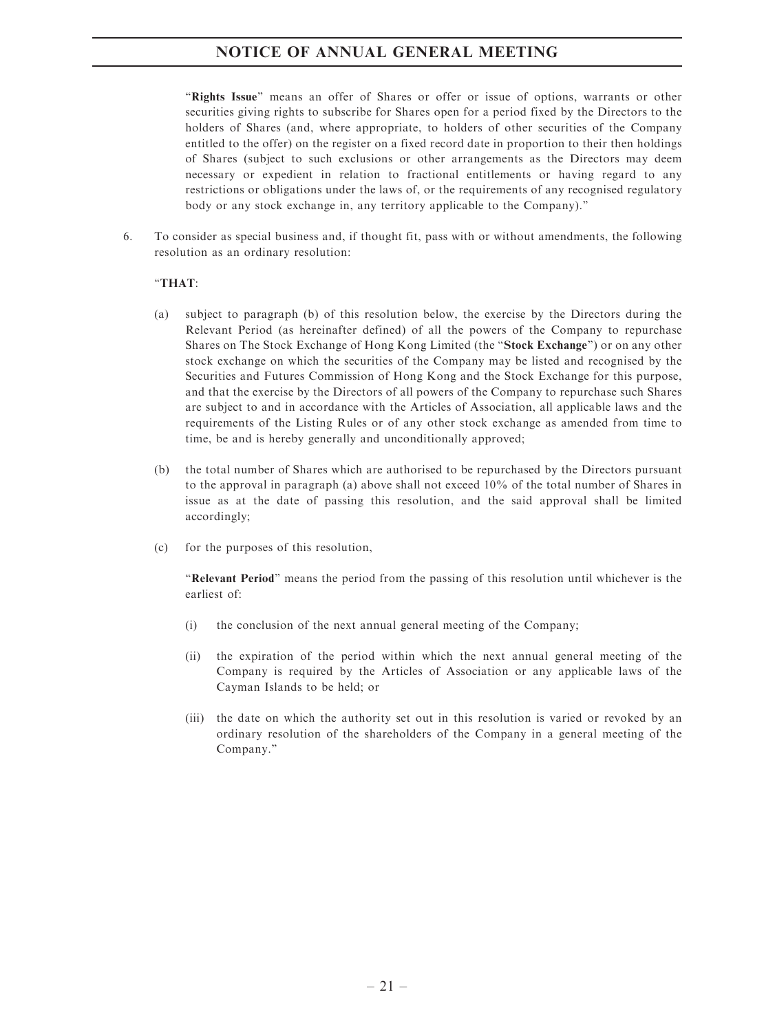"**Rights Issue**" means an offer of Shares or offer or issue of options, warrants or other securities giving rights to subscribe for Shares open for a period fixed by the Directors to the holders of Shares (and, where appropriate, to holders of other securities of the Company entitled to the offer) on the register on a fixed record date in proportion to their then holdings of Shares (subject to such exclusions or other arrangements as the Directors may deem necessary or expedient in relation to fractional entitlements or having regard to any restrictions or obligations under the laws of, or the requirements of any recognised regulatory body or any stock exchange in, any territory applicable to the Company)."

6. To consider as special business and, if thought fit, pass with or without amendments, the following resolution as an ordinary resolution:

"**THAT**:

(a) subject to paragraph (b) of this resolution below, the exercise by the Directors during the Relevant Period (as hereinafter defined) of all the powers of the Company to repurchase Shares on The Stock Exchange of Hong Kong Limited (the "**Stock Exchange**") or on any other stock exchange on which the securities of the Company may be listed and recognised by the Securities and Futures Commission of Hong Kong and the Stock Exchange for this purpose, and that the exercise by the Directors of all powers of the Company to repurchase such Shares are subject to and in accordance with the Articles of Association, all applicable laws and the requirements of the Listing Rules or of any other stock exchange as amended from time to time, be and is hereby generally and unconditionally approved;

(b) the total number of Shares which are authorised to be repurchased by the Directors pursuant to the approval in paragraph (a) above shall not exceed 10% of the total number of Shares in issue as at the date of passing this resolution, and the said approval shall be limited accordingly;

(c) for the purposes of this resolution,

"**Relevant Period**" means the period from the passing of this resolution until whichever is the earliest of:

(i) the conclusion of the next annual general meeting of the Company;

(ii) the expiration of the period within which the next annual general meeting of the Company is required by the Articles of Association or any applicable laws of the Cayman Islands to be held; or

(iii) the date on which the authority set out in this resolution is varied or revoked by an ordinary resolution of the shareholders of the Company in a general meeting of the Company."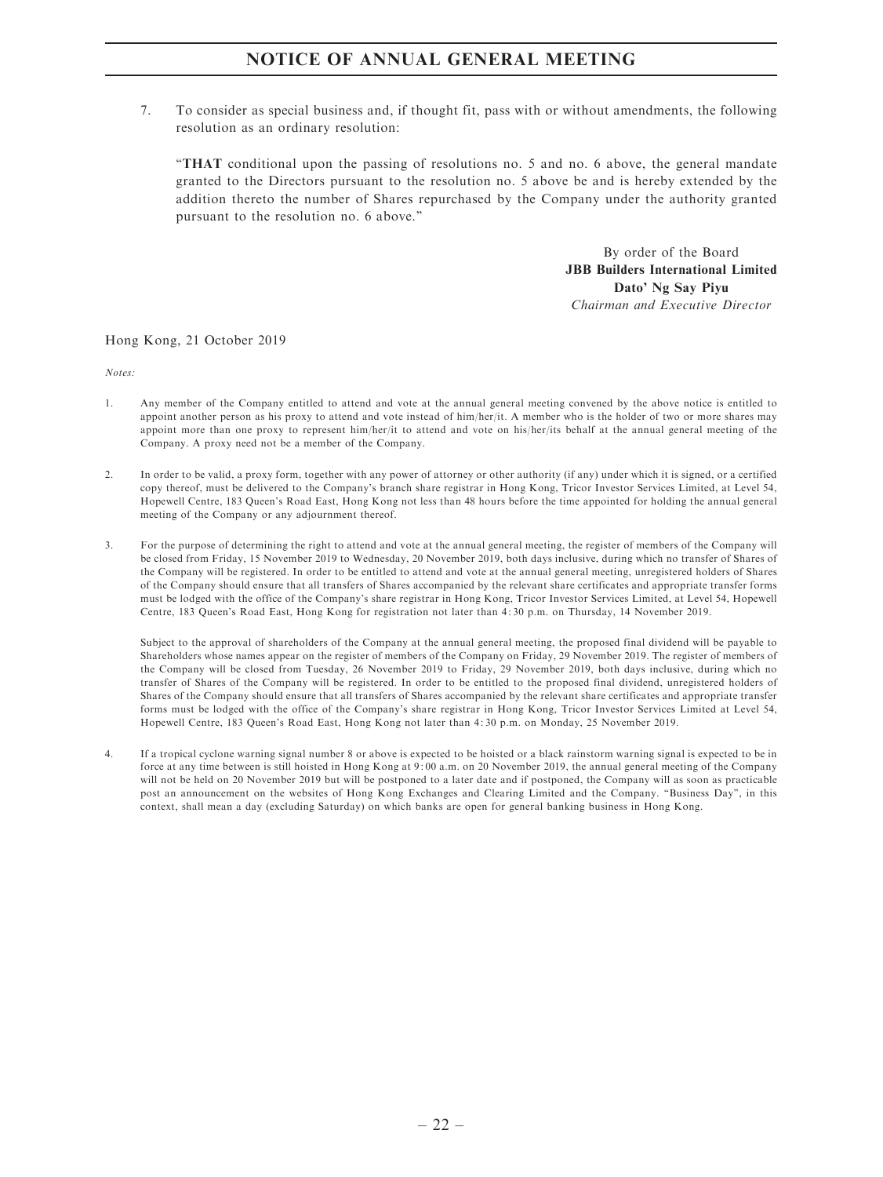7. To consider as special business and, if thought fit, pass with or without amendments, the following resolution as an ordinary resolution:

   "**THAT** conditional upon the passing of resolutions no. 5 and no. 6 above, the general mandate granted to the Directors pursuant to the resolution no. 5 above be and is hereby extended by the addition thereto the number of Shares repurchased by the Company under the authority granted pursuant to the resolution no. 6 above."

By order of the Board
**JBB Builders International Limited**
**Dato' Ng Say Piyu**
*Chairman and Executive Director*

Hong Kong, 21 October 2019

*Notes:*

1. Any member of the Company entitled to attend and vote at the annual general meeting convened by the above notice is entitled to appoint another person as his proxy to attend and vote instead of him/her/it. A member who is the holder of two or more shares may appoint more than one proxy to represent him/her/it to attend and vote on his/her/its behalf at the annual general meeting of the Company. A proxy need not be a member of the Company.

2. In order to be valid, a proxy form, together with any power of attorney or other authority (if any) under which it is signed, or a certified copy thereof, must be delivered to the Company's branch share registrar in Hong Kong, Tricor Investor Services Limited, at Level 54, Hopewell Centre, 183 Queen's Road East, Hong Kong not less than 48 hours before the time appointed for holding the annual general meeting of the Company or any adjournment thereof.

3. For the purpose of determining the right to attend and vote at the annual general meeting, the register of members of the Company will be closed from Friday, 15 November 2019 to Wednesday, 20 November 2019, both days inclusive, during which no transfer of Shares of the Company will be registered. In order to be entitled to attend and vote at the annual general meeting, unregistered holders of Shares of the Company should ensure that all transfers of Shares accompanied by the relevant share certificates and appropriate transfer forms must be lodged with the office of the Company's share registrar in Hong Kong, Tricor Investor Services Limited, at Level 54, Hopewell Centre, 183 Queen's Road East, Hong Kong for registration not later than 4:30 p.m. on Thursday, 14 November 2019.

   Subject to the approval of shareholders of the Company at the annual general meeting, the proposed final dividend will be payable to Shareholders whose names appear on the register of members of the Company on Friday, 29 November 2019. The register of members of the Company will be closed from Tuesday, 26 November 2019 to Friday, 29 November 2019, both days inclusive, during which no transfer of Shares of the Company will be registered. In order to be entitled to the proposed final dividend, unregistered holders of Shares of the Company should ensure that all transfers of Shares accompanied by the relevant share certificates and appropriate transfer forms must be lodged with the office of the Company's share registrar in Hong Kong, Tricor Investor Services Limited at Level 54, Hopewell Centre, 183 Queen's Road East, Hong Kong not later than 4:30 p.m. on Monday, 25 November 2019.

4. If a tropical cyclone warning signal number 8 or above is expected to be hoisted or a black rainstorm warning signal is expected to be in force at any time between is still hoisted in Hong Kong at 9:00 a.m. on 20 November 2019, the annual general meeting of the Company will not be held on 20 November 2019 but will be postponed to a later date and if postponed, the Company will as soon as practicable post an announcement on the websites of Hong Kong Exchanges and Clearing Limited and the Company. "Business Day", in this context, shall mean a day (excluding Saturday) on which banks are open for general banking business in Hong Kong.